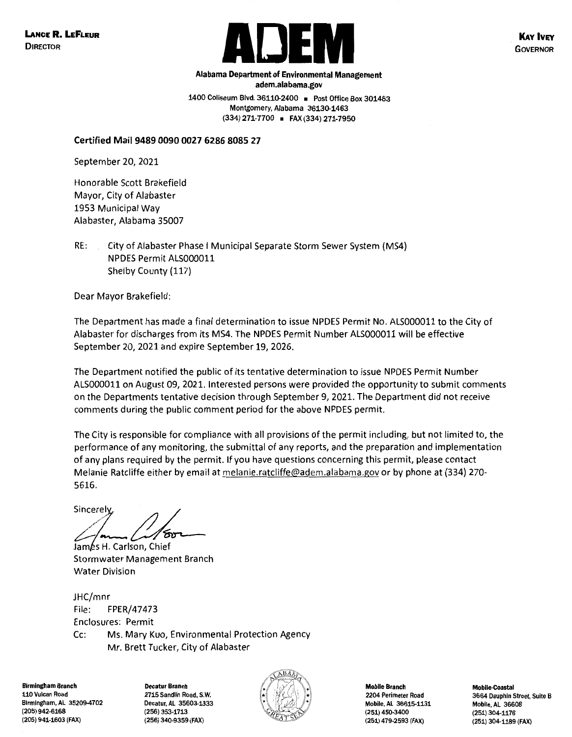**LANCE R. LEFLEUR**
**DIRECTOR**

# ADEM

**KAY IVEY**
**GOVERNOR**

**Alabama Department of Environmental Management**
**adem.alabama.gov**

1400 Coliseum Blvd. 36110-2400 ▪ Post Office Box 301463
Montgomery, Alabama 36130-1463
(334) 271-7700 ▪ FAX (334) 271-7950

**Certified Mail 9489 0090 0027 6286 8085 27**

September 20, 2021

Honorable Scott Brakefield
Mayor, City of Alabaster
1953 Municipal Way
Alabaster, Alabama 35007

RE: City of Alabaster Phase I Municipal Separate Storm Sewer System (MS4)
NPDES Permit ALS000011
Shelby County (117)

Dear Mayor Brakefield:

The Department has made a final determination to issue NPDES Permit No. ALS000011 to the City of Alabaster for discharges from its MS4. The NPDES Permit Number ALS000011 will be effective September 20, 2021 and expire September 19, 2026.

The Department notified the public of its tentative determination to issue NPDES Permit Number ALS000011 on August 09, 2021. Interested persons were provided the opportunity to submit comments on the Departments tentative decision through September 9, 2021. The Department did not receive comments during the public comment period for the above NPDES permit.

The City is responsible for compliance with all provisions of the permit including, but not limited to, the performance of any monitoring, the submittal of any reports, and the preparation and implementation of any plans required by the permit. If you have questions concerning this permit, please contact Melanie Ratcliffe either by email at melanie.ratcliffe@adem.alabama.gov or by phone at (334) 270-5616.

Sincerely,

James H. Carlson, Chief
Stormwater Management Branch
Water Division

JHC/mnr
File: FPER/47473
Enclosures: Permit
Cc: Ms. Mary Kuo, Environmental Protection Agency
Mr. Brett Tucker, City of Alabaster

**Birmingham Branch**
110 Vulcan Road
Birmingham, AL 35209-4702
(205) 942-6168
(205) 941-1603 (FAX)

**Decatur Branch**
2715 Sandlin Road, S.W.
Decatur, AL 35603-1333
(256) 353-1713
(256) 340-9359 (FAX)

**Mobile Branch**
2204 Perimeter Road
Mobile, AL 36615-1131
(251) 450-3400
(251) 479-2593 (FAX)

**Mobile-Coastal**
3664 Dauphin Street, Suite B
Mobile, AL 36608
(251) 304-1176
(251) 304-1189 (FAX)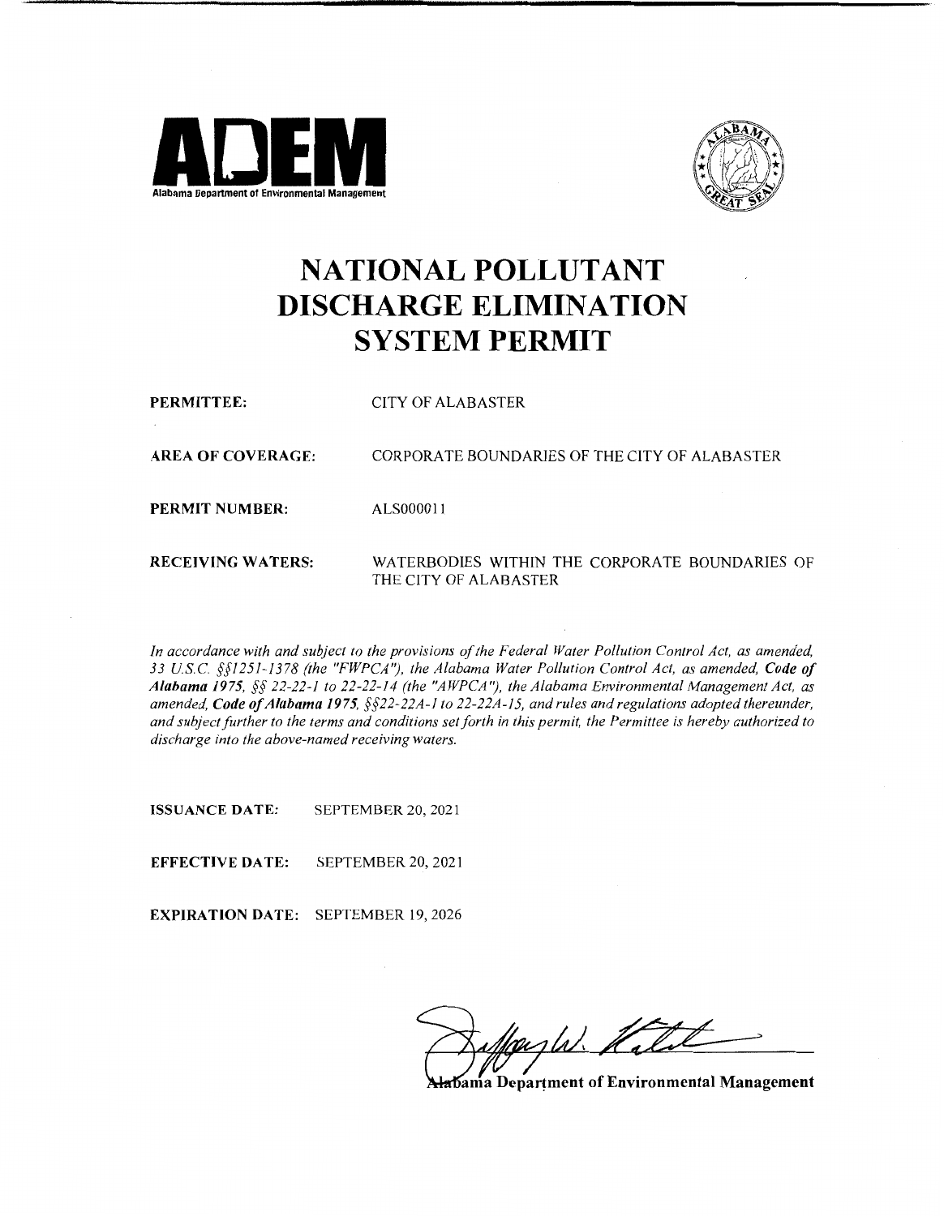ADEM

Alabama Department of Environmental Management

# NATIONAL POLLUTANT DISCHARGE ELIMINATION SYSTEM PERMIT

**PERMITTEE:** CITY OF ALABASTER

**AREA OF COVERAGE:** CORPORATE BOUNDARIES OF THE CITY OF ALABASTER

**PERMIT NUMBER:** ALS000011

**RECEIVING WATERS:** WATERBODIES WITHIN THE CORPORATE BOUNDARIES OF THE CITY OF ALABASTER

*In accordance with and subject to the provisions of the Federal Water Pollution Control Act, as amended, 33 U.S.C. §§1251-1378 (the "FWPCA"), the Alabama Water Pollution Control Act, as amended,* ***Code of Alabama 1975****, §§ 22-22-1 to 22-22-14 (the "AWPCA"), the Alabama Environmental Management Act, as amended,* ***Code of Alabama 1975****, §§22-22A-1 to 22-22A-15, and rules and regulations adopted thereunder, and subject further to the terms and conditions set forth in this permit, the Permittee is hereby authorized to discharge into the above-named receiving waters.*

**ISSUANCE DATE:** SEPTEMBER 20, 2021

**EFFECTIVE DATE:** SEPTEMBER 20, 2021

**EXPIRATION DATE:** SEPTEMBER 19, 2026

**Alabama Department of Environmental Management**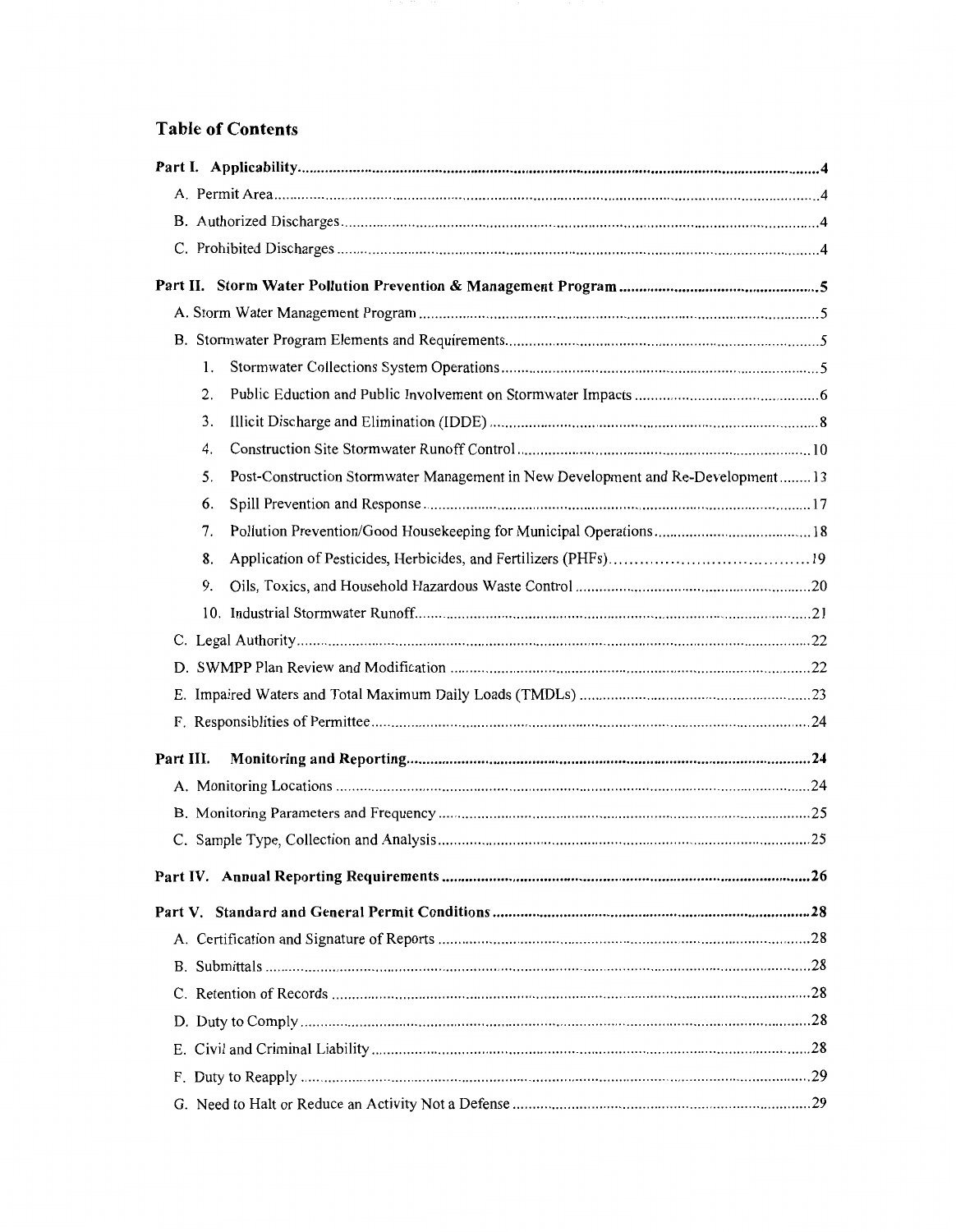## Table of Contents

**Part I. Applicability** ..... 4

- A. Permit Area ..... 4
- B. Authorized Discharges ..... 4
- C. Prohibited Discharges ..... 4

**Part II. Storm Water Pollution Prevention & Management Program** ..... 5

- A. Storm Water Management Program ..... 5
- B. Stormwater Program Elements and Requirements ..... 5
  1. Stormwater Collections System Operations ..... 5
  2. Public Eduction and Public Involvement on Stormwater Impacts ..... 6
  3. Illicit Discharge and Elimination (IDDE) ..... 8
  4. Construction Site Stormwater Runoff Control ..... 10
  5. Post-Construction Stormwater Management in New Development and Re-Development ..... 13
  6. Spill Prevention and Response ..... 17
  7. Pollution Prevention/Good Housekeeping for Municipal Operations ..... 18
  8. Application of Pesticides, Herbicides, and Fertilizers (PHFs) ..... 19
  9. Oils, Toxics, and Household Hazardous Waste Control ..... 20
  10. Industrial Stormwater Runoff ..... 21
- C. Legal Authority ..... 22
- D. SWMPP Plan Review and Modification ..... 22
- E. Impaired Waters and Total Maximum Daily Loads (TMDLs) ..... 23
- F. Responsiblities of Permittee ..... 24

**Part III. Monitoring and Reporting** ..... 24

- A. Monitoring Locations ..... 24
- B. Monitoring Parameters and Frequency ..... 25
- C. Sample Type, Collection and Analysis ..... 25

**Part IV. Annual Reporting Requirements** ..... 26

**Part V. Standard and General Permit Conditions** ..... 28

- A. Certification and Signature of Reports ..... 28
- B. Submittals ..... 28
- C. Retention of Records ..... 28
- D. Duty to Comply ..... 28
- E. Civil and Criminal Liability ..... 28
- F. Duty to Reapply ..... 29
- G. Need to Halt or Reduce an Activity Not a Defense ..... 29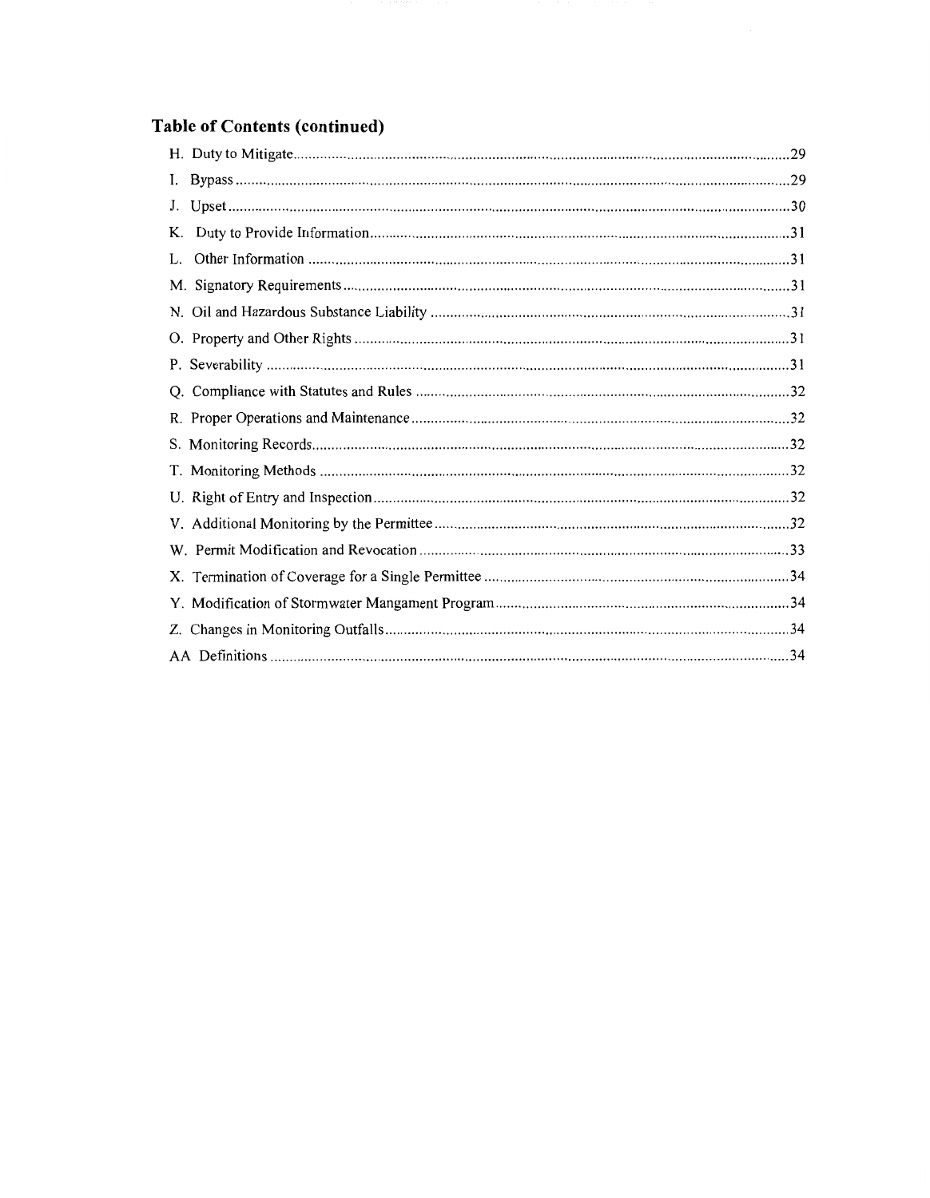## Table of Contents (continued)

H. Duty to Mitigate....29
I. Bypass....29
J. Upset....30
K. Duty to Provide Information....31
L. Other Information....31
M. Signatory Requirements....31
N. Oil and Hazardous Substance Liability....31
O. Property and Other Rights....31
P. Severability....31
Q. Compliance with Statutes and Rules....32
R. Proper Operations and Maintenance....32
S. Monitoring Records....32
T. Monitoring Methods....32
U. Right of Entry and Inspection....32
V. Additional Monitoring by the Permittee....32
W. Permit Modification and Revocation....33
X. Termination of Coverage for a Single Permittee....34
Y. Modification of Stormwater Mangament Program....34
Z. Changes in Monitoring Outfalls....34
AA Definitions....34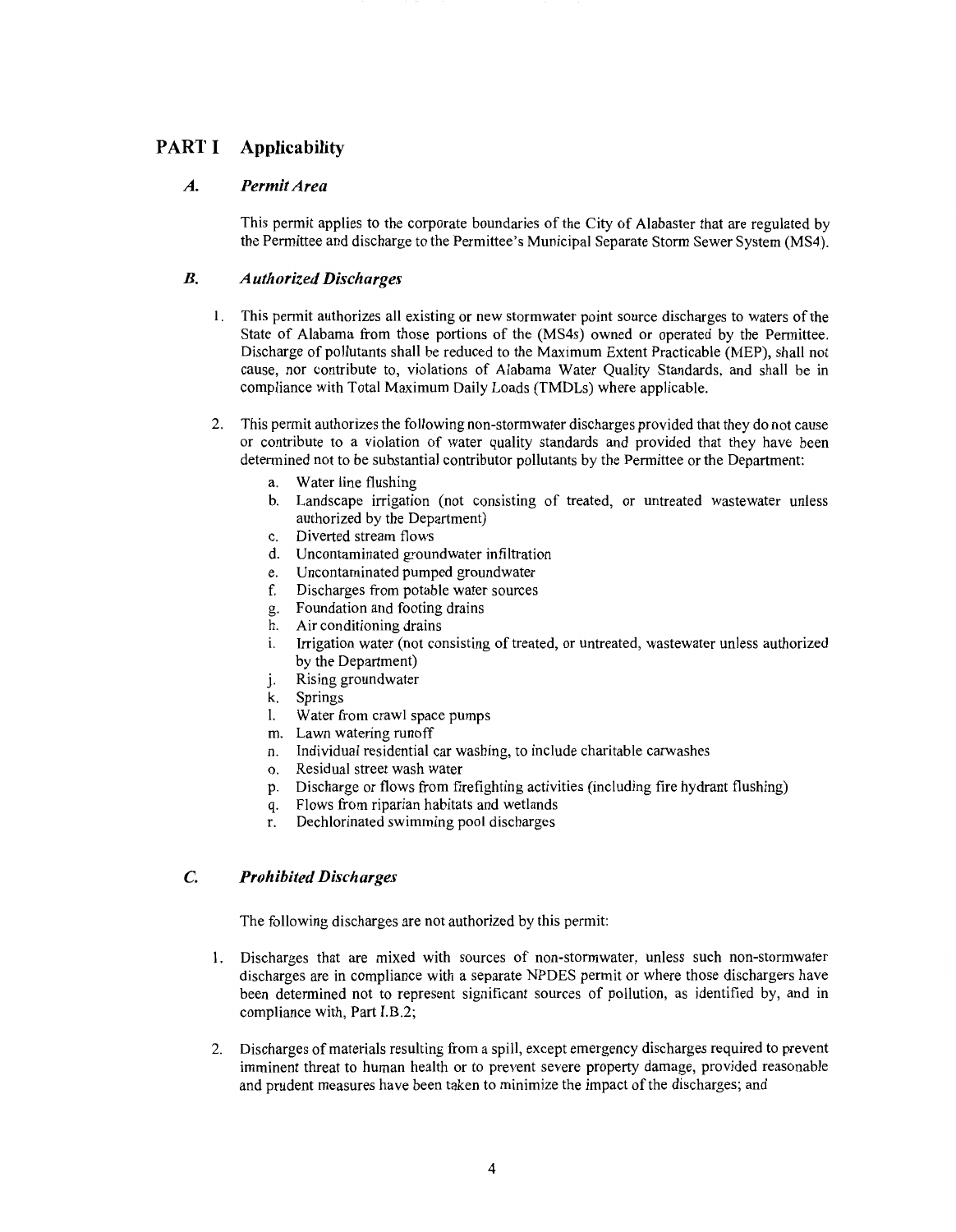# PART I Applicability

## *A. Permit Area*

This permit applies to the corporate boundaries of the City of Alabaster that are regulated by the Permittee and discharge to the Permittee's Municipal Separate Storm Sewer System (MS4).

## *B. Authorized Discharges*

1. This permit authorizes all existing or new stormwater point source discharges to waters of the State of Alabama from those portions of the (MS4s) owned or operated by the Permittee. Discharge of pollutants shall be reduced to the Maximum Extent Practicable (MEP), shall not cause, nor contribute to, violations of Alabama Water Quality Standards, and shall be in compliance with Total Maximum Daily Loads (TMDLs) where applicable.

2. This permit authorizes the following non-stormwater discharges provided that they do not cause or contribute to a violation of water quality standards and provided that they have been determined not to be substantial contributor pollutants by the Permittee or the Department:
   a. Water line flushing
   b. Landscape irrigation (not consisting of treated, or untreated wastewater unless authorized by the Department)
   c. Diverted stream flows
   d. Uncontaminated groundwater infiltration
   e. Uncontaminated pumped groundwater
   f. Discharges from potable water sources
   g. Foundation and footing drains
   h. Air conditioning drains
   i. Irrigation water (not consisting of treated, or untreated, wastewater unless authorized by the Department)
   j. Rising groundwater
   k. Springs
   l. Water from crawl space pumps
   m. Lawn watering runoff
   n. Individual residential car washing, to include charitable carwashes
   o. Residual street wash water
   p. Discharge or flows from firefighting activities (including fire hydrant flushing)
   q. Flows from riparian habitats and wetlands
   r. Dechlorinated swimming pool discharges

## *C. Prohibited Discharges*

The following discharges are not authorized by this permit:

1. Discharges that are mixed with sources of non-stormwater, unless such non-stormwater discharges are in compliance with a separate NPDES permit or where those dischargers have been determined not to represent significant sources of pollution, as identified by, and in compliance with, Part I.B.2;

2. Discharges of materials resulting from a spill, except emergency discharges required to prevent imminent threat to human health or to prevent severe property damage, provided reasonable and prudent measures have been taken to minimize the impact of the discharges; and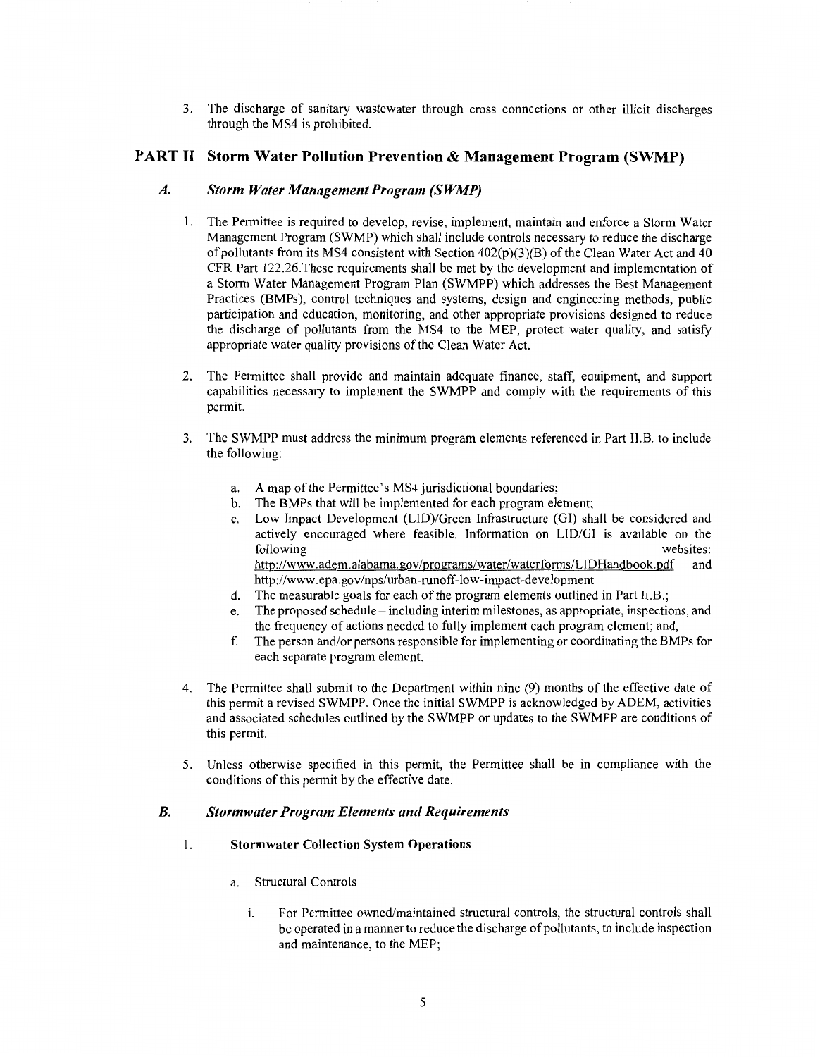3. The discharge of sanitary wastewater through cross connections or other illicit discharges through the MS4 is prohibited.

## PART II Storm Water Pollution Prevention & Management Program (SWMP)

### *A. Storm Water Management Program (SWMP)*

1. The Permittee is required to develop, revise, implement, maintain and enforce a Storm Water Management Program (SWMP) which shall include controls necessary to reduce the discharge of pollutants from its MS4 consistent with Section 402(p)(3)(B) of the Clean Water Act and 40 CFR Part 122.26.These requirements shall be met by the development and implementation of a Storm Water Management Program Plan (SWMPP) which addresses the Best Management Practices (BMPs), control techniques and systems, design and engineering methods, public participation and education, monitoring, and other appropriate provisions designed to reduce the discharge of pollutants from the MS4 to the MEP, protect water quality, and satisfy appropriate water quality provisions of the Clean Water Act.

2. The Permittee shall provide and maintain adequate finance, staff, equipment, and support capabilities necessary to implement the SWMPP and comply with the requirements of this permit.

3. The SWMPP must address the minimum program elements referenced in Part II.B. to include the following:

   a. A map of the Permittee's MS4 jurisdictional boundaries;
   b. The BMPs that will be implemented for each program element;
   c. Low Impact Development (LID)/Green Infrastructure (GI) shall be considered and actively encouraged where feasible. Information on LID/GI is available on the following websites: http://www.adem.alabama.gov/programs/water/waterforms/LIDHandbook.pdf and http://www.epa.gov/nps/urban-runoff-low-impact-development
   d. The measurable goals for each of the program elements outlined in Part II.B.;
   e. The proposed schedule – including interim milestones, as appropriate, inspections, and the frequency of actions needed to fully implement each program element; and,
   f. The person and/or persons responsible for implementing or coordinating the BMPs for each separate program element.

4. The Permittee shall submit to the Department within nine (9) months of the effective date of this permit a revised SWMPP. Once the initial SWMPP is acknowledged by ADEM, activities and associated schedules outlined by the SWMPP or updates to the SWMPP are conditions of this permit.

5. Unless otherwise specified in this permit, the Permittee shall be in compliance with the conditions of this permit by the effective date.

### *B. Stormwater Program Elements and Requirements*

1. **Stormwater Collection System Operations**

   a. Structural Controls

      i. For Permittee owned/maintained structural controls, the structural controls shall be operated in a manner to reduce the discharge of pollutants, to include inspection and maintenance, to the MEP;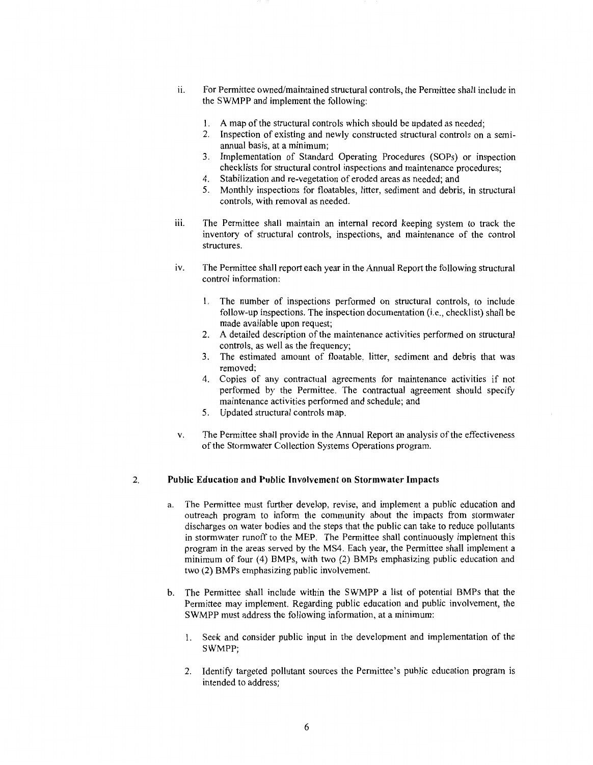ii. For Permittee owned/maintained structural controls, the Permittee shall include in the SWMPP and implement the following:

1. A map of the structural controls which should be updated as needed;
2. Inspection of existing and newly constructed structural controls on a semi-annual basis, at a minimum;
3. Implementation of Standard Operating Procedures (SOPs) or inspection checklists for structural control inspections and maintenance procedures;
4. Stabilization and re-vegetation of eroded areas as needed; and
5. Monthly inspections for floatables, litter, sediment and debris, in structural controls, with removal as needed.

iii. The Permittee shall maintain an internal record keeping system to track the inventory of structural controls, inspections, and maintenance of the control structures.

iv. The Permittee shall report each year in the Annual Report the following structural control information:

1. The number of inspections performed on structural controls, to include follow-up inspections. The inspection documentation (i.e., checklist) shall be made available upon request;
2. A detailed description of the maintenance activities performed on structural controls, as well as the frequency;
3. The estimated amount of floatable, litter, sediment and debris that was removed;
4. Copies of any contractual agreements for maintenance activities if not performed by the Permittee. The contractual agreement should specify maintenance activities performed and schedule; and
5. Updated structural controls map.

v. The Permittee shall provide in the Annual Report an analysis of the effectiveness of the Stormwater Collection Systems Operations program.

2. **Public Education and Public Involvement on Stormwater Impacts**

a. The Permittee must further develop, revise, and implement a public education and outreach program to inform the community about the impacts from stormwater discharges on water bodies and the steps that the public can take to reduce pollutants in stormwater runoff to the MEP. The Permittee shall continuously implement this program in the areas served by the MS4. Each year, the Permittee shall implement a minimum of four (4) BMPs, with two (2) BMPs emphasizing public education and two (2) BMPs emphasizing public involvement.

b. The Permittee shall include within the SWMPP a list of potential BMPs that the Permittee may implement. Regarding public education and public involvement, the SWMPP must address the following information, at a minimum:

1. Seek and consider public input in the development and implementation of the SWMPP;

2. Identify targeted pollutant sources the Permittee's public education program is intended to address;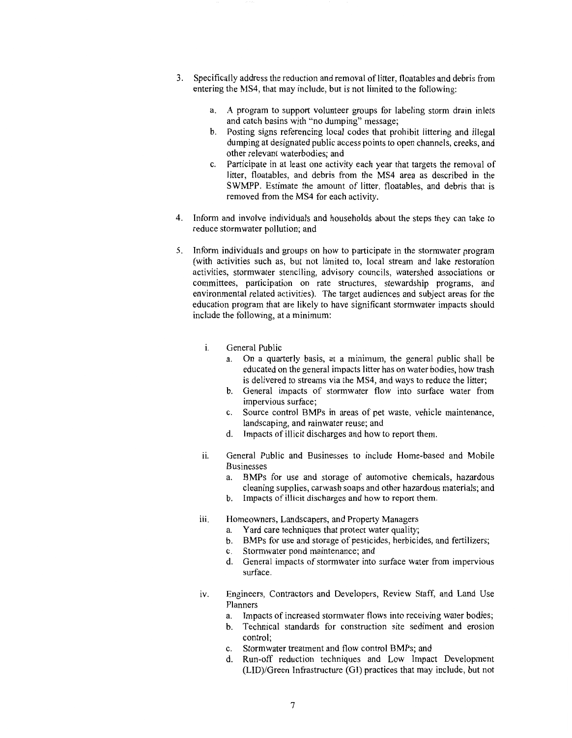3. Specifically address the reduction and removal of litter, floatables and debris from entering the MS4, that may include, but is not limited to the following:

    a. A program to support volunteer groups for labeling storm drain inlets and catch basins with "no dumping" message;
    b. Posting signs referencing local codes that prohibit littering and illegal dumping at designated public access points to open channels, creeks, and other relevant waterbodies; and
    c. Participate in at least one activity each year that targets the removal of litter, floatables, and debris from the MS4 area as described in the SWMPP. Estimate the amount of litter, floatables, and debris that is removed from the MS4 for each activity.

4. Inform and involve individuals and households about the steps they can take to reduce stormwater pollution; and

5. Inform individuals and groups on how to participate in the stormwater program (with activities such as, but not limited to, local stream and lake restoration activities, stormwater stenciling, advisory councils, watershed associations or committees, participation on rate structures, stewardship programs, and environmental related activities). The target audiences and subject areas for the education program that are likely to have significant stormwater impacts should include the following, at a minimum:

    i. General Public
        a. On a quarterly basis, at a minimum, the general public shall be educated on the general impacts litter has on water bodies, how trash is delivered to streams via the MS4, and ways to reduce the litter;
        b. General impacts of stormwater flow into surface water from impervious surface;
        c. Source control BMPs in areas of pet waste, vehicle maintenance, landscaping, and rainwater reuse; and
        d. Impacts of illicit discharges and how to report them.

    ii. General Public and Businesses to include Home-based and Mobile Businesses
        a. BMPs for use and storage of automotive chemicals, hazardous cleaning supplies, carwash soaps and other hazardous materials; and
        b. Impacts of illicit discharges and how to report them.

    iii. Homeowners, Landscapers, and Property Managers
        a. Yard care techniques that protect water quality;
        b. BMPs for use and storage of pesticides, herbicides, and fertilizers;
        c. Stormwater pond maintenance; and
        d. General impacts of stormwater into surface water from impervious surface.

    iv. Engineers, Contractors and Developers, Review Staff, and Land Use Planners
        a. Impacts of increased stormwater flows into receiving water bodies;
        b. Technical standards for construction site sediment and erosion control;
        c. Stormwater treatment and flow control BMPs; and
        d. Run-off reduction techniques and Low Impact Development (LID)/Green Infrastructure (GI) practices that may include, but not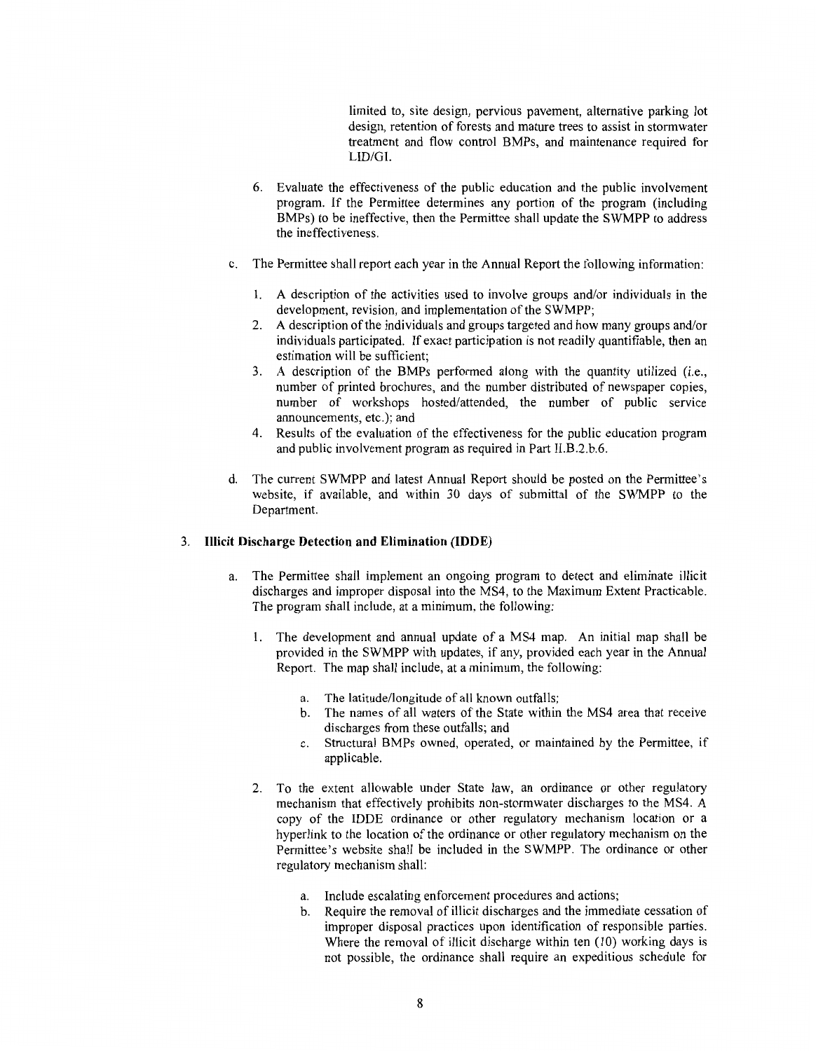limited to, site design, pervious pavement, alternative parking lot design, retention of forests and mature trees to assist in stormwater treatment and flow control BMPs, and maintenance required for LID/GI.

6. Evaluate the effectiveness of the public education and the public involvement program. If the Permittee determines any portion of the program (including BMPs) to be ineffective, then the Permittee shall update the SWMPP to address the ineffectiveness.

c. The Permittee shall report each year in the Annual Report the following information:

   1. A description of the activities used to involve groups and/or individuals in the development, revision, and implementation of the SWMPP;
   2. A description of the individuals and groups targeted and how many groups and/or individuals participated. If exact participation is not readily quantifiable, then an estimation will be sufficient;
   3. A description of the BMPs performed along with the quantity utilized (i.e., number of printed brochures, and the number distributed of newspaper copies, number of workshops hosted/attended, the number of public service announcements, etc.); and
   4. Results of the evaluation of the effectiveness for the public education program and public involvement program as required in Part II.B.2.b.6.

d. The current SWMPP and latest Annual Report should be posted on the Permittee's website, if available, and within 30 days of submittal of the SWMPP to the Department.

### 3. Illicit Discharge Detection and Elimination (IDDE)

a. The Permittee shall implement an ongoing program to detect and eliminate illicit discharges and improper disposal into the MS4, to the Maximum Extent Practicable. The program shall include, at a minimum, the following:

   1. The development and annual update of a MS4 map. An initial map shall be provided in the SWMPP with updates, if any, provided each year in the Annual Report. The map shall include, at a minimum, the following:

      a. The latitude/longitude of all known outfalls;
      b. The names of all waters of the State within the MS4 area that receive discharges from these outfalls; and
      c. Structural BMPs owned, operated, or maintained by the Permittee, if applicable.

   2. To the extent allowable under State law, an ordinance or other regulatory mechanism that effectively prohibits non-stormwater discharges to the MS4. A copy of the IDDE ordinance or other regulatory mechanism location or a hyperlink to the location of the ordinance or other regulatory mechanism on the Permittee's website shall be included in the SWMPP. The ordinance or other regulatory mechanism shall:

      a. Include escalating enforcement procedures and actions;
      b. Require the removal of illicit discharges and the immediate cessation of improper disposal practices upon identification of responsible parties. Where the removal of illicit discharge within ten (10) working days is not possible, the ordinance shall require an expeditious schedule for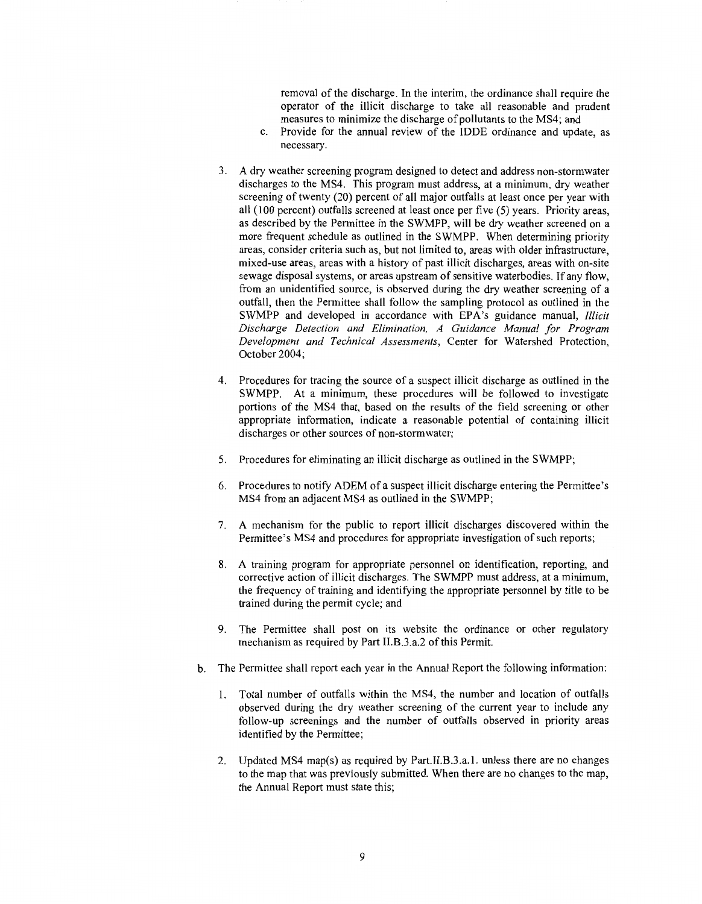removal of the discharge. In the interim, the ordinance shall require the operator of the illicit discharge to take all reasonable and prudent measures to minimize the discharge of pollutants to the MS4; and

c. Provide for the annual review of the IDDE ordinance and update, as necessary.

3. A dry weather screening program designed to detect and address non-stormwater discharges to the MS4. This program must address, at a minimum, dry weather screening of twenty (20) percent of all major outfalls at least once per year with all (100 percent) outfalls screened at least once per five (5) years. Priority areas, as described by the Permittee in the SWMPP, will be dry weather screened on a more frequent schedule as outlined in the SWMPP. When determining priority areas, consider criteria such as, but not limited to, areas with older infrastructure, mixed-use areas, areas with a history of past illicit discharges, areas with on-site sewage disposal systems, or areas upstream of sensitive waterbodies. If any flow, from an unidentified source, is observed during the dry weather screening of a outfall, then the Permittee shall follow the sampling protocol as outlined in the SWMPP and developed in accordance with EPA's guidance manual, *Illicit Discharge Detection and Elimination, A Guidance Manual for Program Development and Technical Assessments*, Center for Watershed Protection, October 2004;

4. Procedures for tracing the source of a suspect illicit discharge as outlined in the SWMPP. At a minimum, these procedures will be followed to investigate portions of the MS4 that, based on the results of the field screening or other appropriate information, indicate a reasonable potential of containing illicit discharges or other sources of non-stormwater;

5. Procedures for eliminating an illicit discharge as outlined in the SWMPP;

6. Procedures to notify ADEM of a suspect illicit discharge entering the Permittee's MS4 from an adjacent MS4 as outlined in the SWMPP;

7. A mechanism for the public to report illicit discharges discovered within the Permittee's MS4 and procedures for appropriate investigation of such reports;

8. A training program for appropriate personnel on identification, reporting, and corrective action of illicit discharges. The SWMPP must address, at a minimum, the frequency of training and identifying the appropriate personnel by title to be trained during the permit cycle; and

9. The Permittee shall post on its website the ordinance or other regulatory mechanism as required by Part II.B.3.a.2 of this Permit.

b. The Permittee shall report each year in the Annual Report the following information:

1. Total number of outfalls within the MS4, the number and location of outfalls observed during the dry weather screening of the current year to include any follow-up screenings and the number of outfalls observed in priority areas identified by the Permittee;

2. Updated MS4 map(s) as required by Part.II.B.3.a.1. unless there are no changes to the map that was previously submitted. When there are no changes to the map, the Annual Report must state this;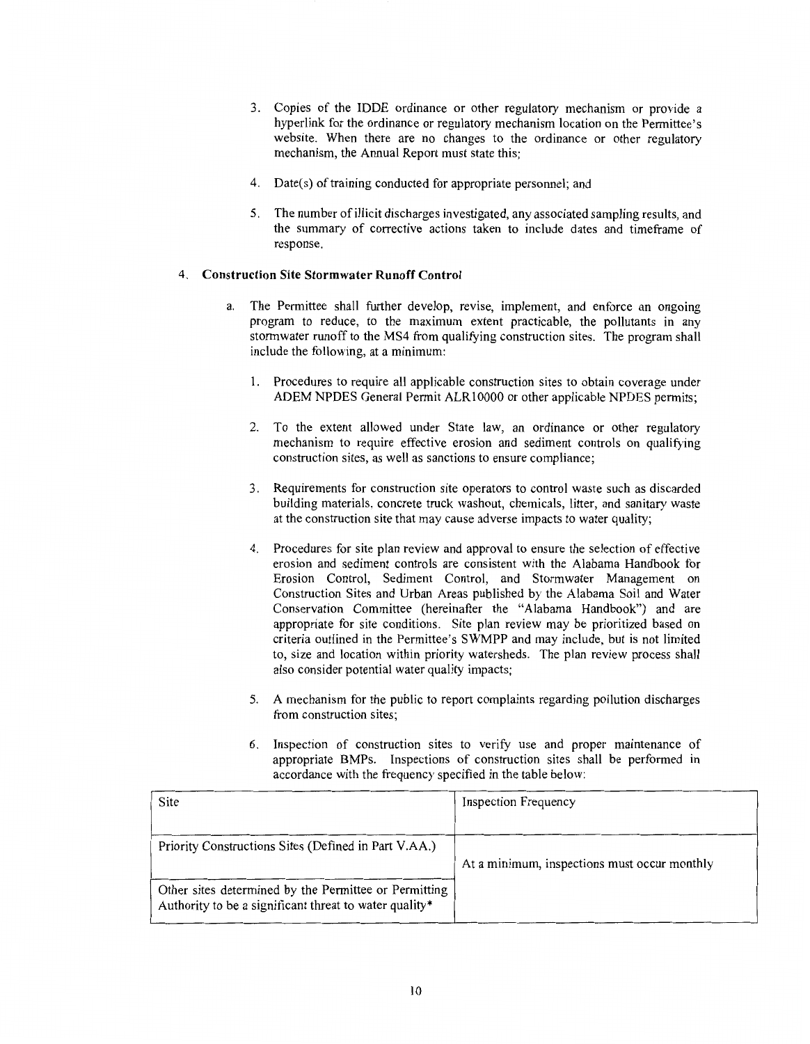3. Copies of the IDDE ordinance or other regulatory mechanism or provide a hyperlink for the ordinance or regulatory mechanism location on the Permittee's website. When there are no changes to the ordinance or other regulatory mechanism, the Annual Report must state this;

4. Date(s) of training conducted for appropriate personnel; and

5. The number of illicit discharges investigated, any associated sampling results, and the summary of corrective actions taken to include dates and timeframe of response.

4. **Construction Site Stormwater Runoff Control**

   a. The Permittee shall further develop, revise, implement, and enforce an ongoing program to reduce, to the maximum extent practicable, the pollutants in any stormwater runoff to the MS4 from qualifying construction sites. The program shall include the following, at a minimum:

      1. Procedures to require all applicable construction sites to obtain coverage under ADEM NPDES General Permit ALR10000 or other applicable NPDES permits;

      2. To the extent allowed under State law, an ordinance or other regulatory mechanism to require effective erosion and sediment controls on qualifying construction sites, as well as sanctions to ensure compliance;

      3. Requirements for construction site operators to control waste such as discarded building materials, concrete truck washout, chemicals, litter, and sanitary waste at the construction site that may cause adverse impacts to water quality;

      4. Procedures for site plan review and approval to ensure the selection of effective erosion and sediment controls are consistent with the Alabama Handbook for Erosion Control, Sediment Control, and Stormwater Management on Construction Sites and Urban Areas published by the Alabama Soil and Water Conservation Committee (hereinafter the "Alabama Handbook") and are appropriate for site conditions. Site plan review may be prioritized based on criteria outlined in the Permittee's SWMPP and may include, but is not limited to, size and location within priority watersheds. The plan review process shall also consider potential water quality impacts;

      5. A mechanism for the public to report complaints regarding pollution discharges from construction sites;

      6. Inspection of construction sites to verify use and proper maintenance of appropriate BMPs. Inspections of construction sites shall be performed in accordance with the frequency specified in the table below:

| Site | Inspection Frequency |
|---|---|
| Priority Constructions Sites (Defined in Part V.AA.) | At a minimum, inspections must occur monthly |
| Other sites determined by the Permittee or Permitting Authority to be a significant threat to water quality* | |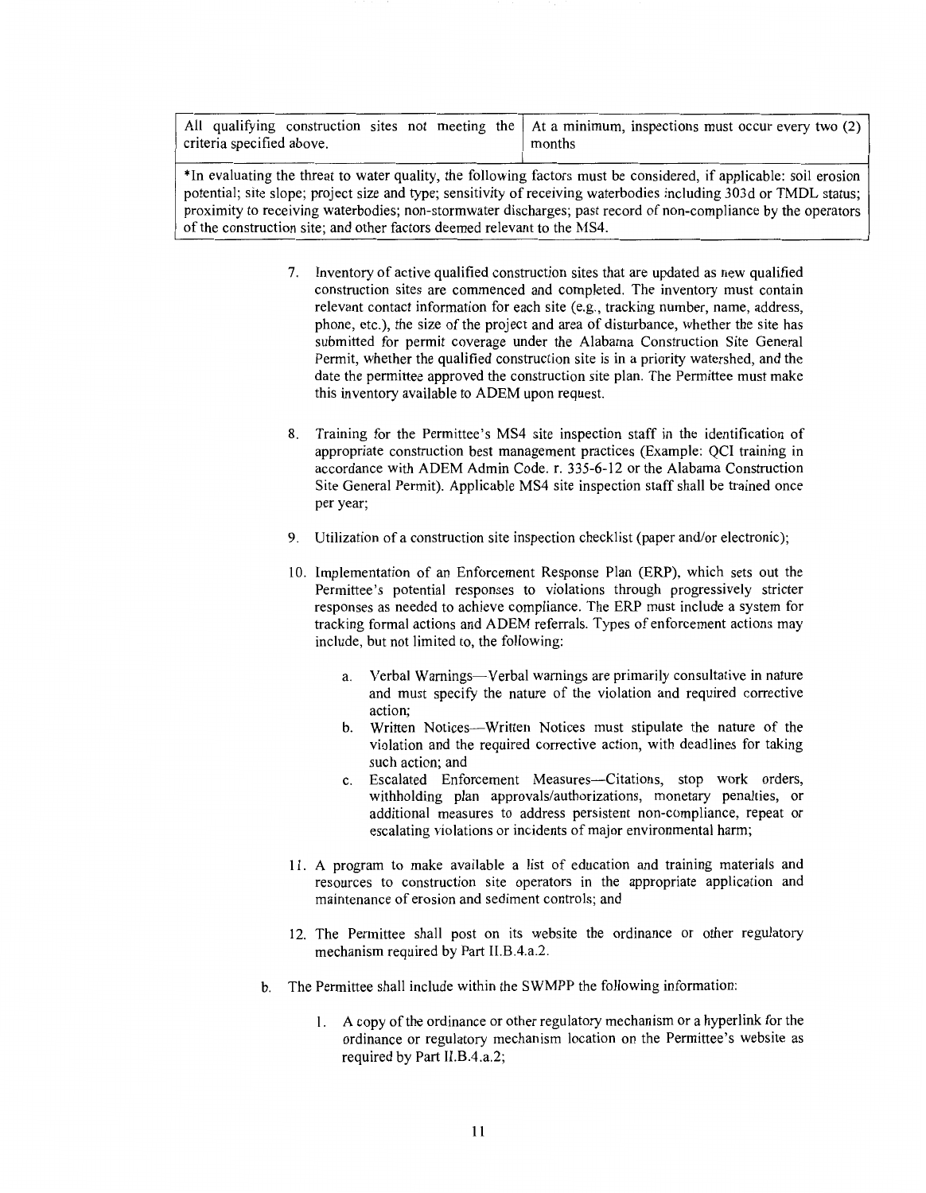| All qualifying construction sites not meeting the criteria specified above. | At a minimum, inspections must occur every two (2) months |
|---|---|
| *In evaluating the threat to water quality, the following factors must be considered, if applicable: soil erosion potential; site slope; project size and type; sensitivity of receiving waterbodies including 303d or TMDL status; proximity to receiving waterbodies; non-stormwater discharges; past record of non-compliance by the operators of the construction site; and other factors deemed relevant to the MS4. | |

7. Inventory of active qualified construction sites that are updated as new qualified construction sites are commenced and completed. The inventory must contain relevant contact information for each site (e.g., tracking number, name, address, phone, etc.), the size of the project and area of disturbance, whether the site has submitted for permit coverage under the Alabama Construction Site General Permit, whether the qualified construction site is in a priority watershed, and the date the permittee approved the construction site plan. The Permittee must make this inventory available to ADEM upon request.

8. Training for the Permittee's MS4 site inspection staff in the identification of appropriate construction best management practices (Example: QCI training in accordance with ADEM Admin Code. r. 335-6-12 or the Alabama Construction Site General Permit). Applicable MS4 site inspection staff shall be trained once per year;

9. Utilization of a construction site inspection checklist (paper and/or electronic);

10. Implementation of an Enforcement Response Plan (ERP), which sets out the Permittee's potential responses to violations through progressively stricter responses as needed to achieve compliance. The ERP must include a system for tracking formal actions and ADEM referrals. Types of enforcement actions may include, but not limited to, the following:

    a. Verbal Warnings—Verbal warnings are primarily consultative in nature and must specify the nature of the violation and required corrective action;
    b. Written Notices—Written Notices must stipulate the nature of the violation and the required corrective action, with deadlines for taking such action; and
    c. Escalated Enforcement Measures—Citations, stop work orders, withholding plan approvals/authorizations, monetary penalties, or additional measures to address persistent non-compliance, repeat or escalating violations or incidents of major environmental harm;

11. A program to make available a list of education and training materials and resources to construction site operators in the appropriate application and maintenance of erosion and sediment controls; and

12. The Permittee shall post on its website the ordinance or other regulatory mechanism required by Part II.B.4.a.2.

b. The Permittee shall include within the SWMPP the following information:

    1. A copy of the ordinance or other regulatory mechanism or a hyperlink for the ordinance or regulatory mechanism location on the Permittee's website as required by Part II.B.4.a.2;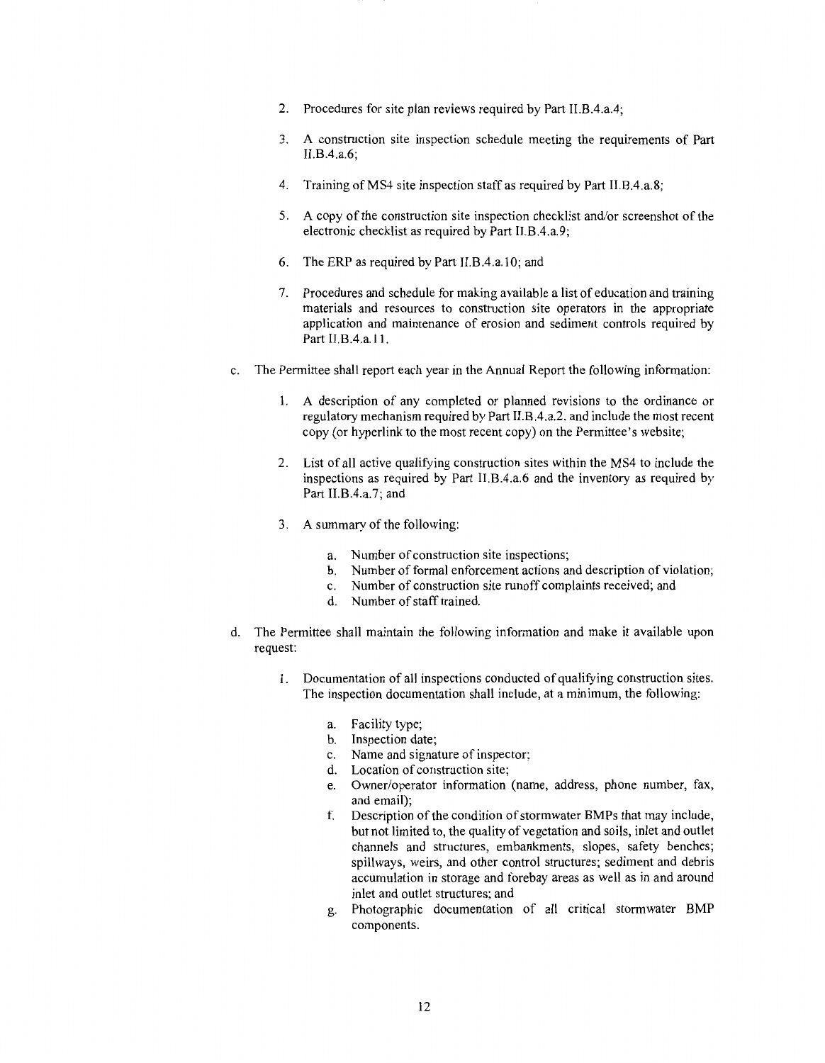2. Procedures for site plan reviews required by Part II.B.4.a.4;

3. A construction site inspection schedule meeting the requirements of Part II.B.4.a.6;

4. Training of MS4 site inspection staff as required by Part II.B.4.a.8;

5. A copy of the construction site inspection checklist and/or screenshot of the electronic checklist as required by Part II.B.4.a.9;

6. The ERP as required by Part II.B.4.a.10; and

7. Procedures and schedule for making available a list of education and training materials and resources to construction site operators in the appropriate application and maintenance of erosion and sediment controls required by Part II.B.4.a.11.

c. The Permittee shall report each year in the Annual Report the following information:

   1. A description of any completed or planned revisions to the ordinance or regulatory mechanism required by Part II.B.4.a.2. and include the most recent copy (or hyperlink to the most recent copy) on the Permittee's website;

   2. List of all active qualifying construction sites within the MS4 to include the inspections as required by Part II.B.4.a.6 and the inventory as required by Part II.B.4.a.7; and

   3. A summary of the following:

      a. Number of construction site inspections;
      b. Number of formal enforcement actions and description of violation;
      c. Number of construction site runoff complaints received; and
      d. Number of staff trained.

d. The Permittee shall maintain the following information and make it available upon request:

   1. Documentation of all inspections conducted of qualifying construction sites. The inspection documentation shall include, at a minimum, the following:

      a. Facility type;
      b. Inspection date;
      c. Name and signature of inspector;
      d. Location of construction site;
      e. Owner/operator information (name, address, phone number, fax, and email);
      f. Description of the condition of stormwater BMPs that may include, but not limited to, the quality of vegetation and soils, inlet and outlet channels and structures, embankments, slopes, safety benches; spillways, weirs, and other control structures; sediment and debris accumulation in storage and forebay areas as well as in and around inlet and outlet structures; and
      g. Photographic documentation of all critical stormwater BMP components.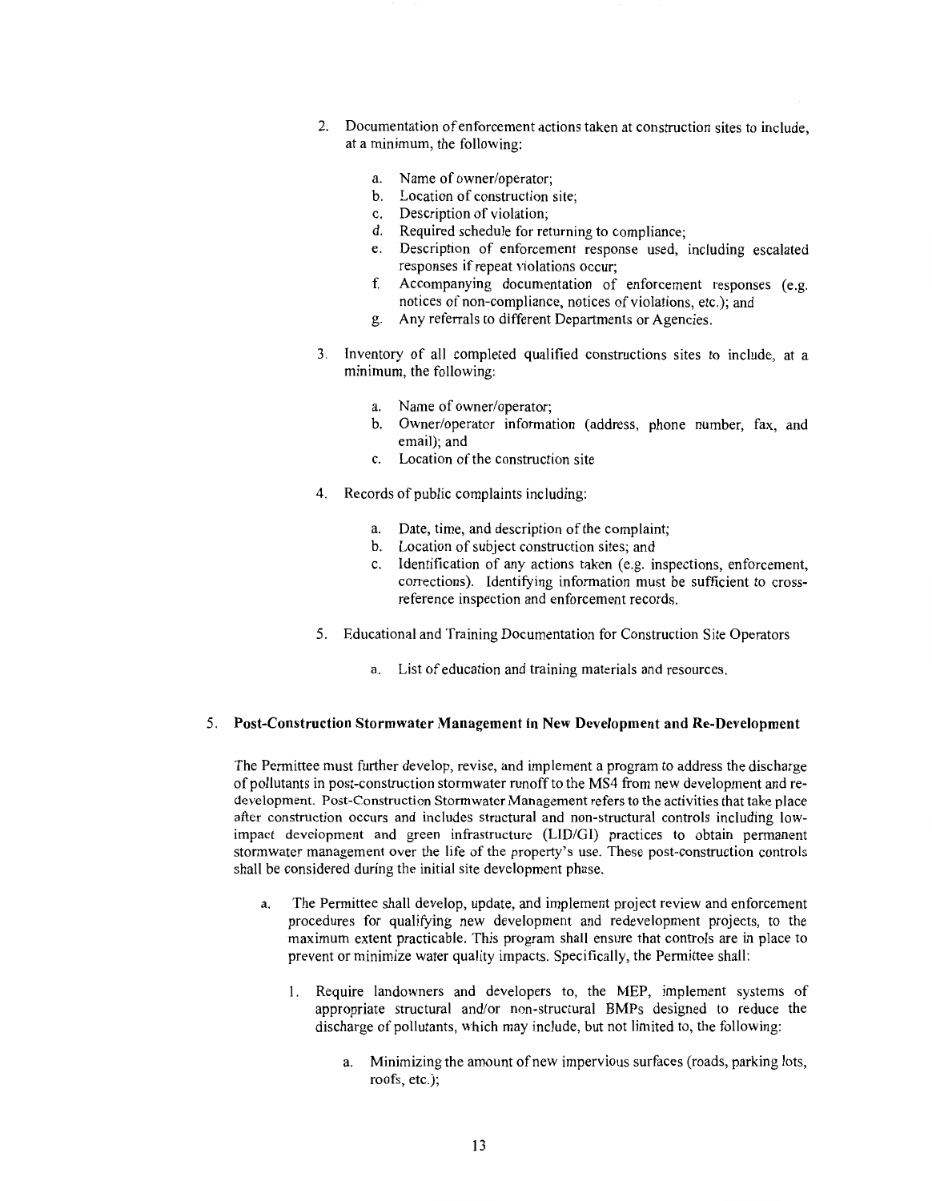2. Documentation of enforcement actions taken at construction sites to include, at a minimum, the following:

    a. Name of owner/operator;
    b. Location of construction site;
    c. Description of violation;
    d. Required schedule for returning to compliance;
    e. Description of enforcement response used, including escalated responses if repeat violations occur;
    f. Accompanying documentation of enforcement responses (e.g. notices of non-compliance, notices of violations, etc.); and
    g. Any referrals to different Departments or Agencies.

3. Inventory of all completed qualified constructions sites to include, at a minimum, the following:

    a. Name of owner/operator;
    b. Owner/operator information (address, phone number, fax, and email); and
    c. Location of the construction site

4. Records of public complaints including:

    a. Date, time, and description of the complaint;
    b. Location of subject construction sites; and
    c. Identification of any actions taken (e.g. inspections, enforcement, corrections). Identifying information must be sufficient to cross-reference inspection and enforcement records.

5. Educational and Training Documentation for Construction Site Operators

    a. List of education and training materials and resources.

## 5. Post-Construction Stormwater Management in New Development and Re-Development

The Permittee must further develop, revise, and implement a program to address the discharge of pollutants in post-construction stormwater runoff to the MS4 from new development and re-development. Post-Construction Stormwater Management refers to the activities that take place after construction occurs and includes structural and non-structural controls including low-impact development and green infrastructure (LID/GI) practices to obtain permanent stormwater management over the life of the property's use. These post-construction controls shall be considered during the initial site development phase.

a. The Permittee shall develop, update, and implement project review and enforcement procedures for qualifying new development and redevelopment projects, to the maximum extent practicable. This program shall ensure that controls are in place to prevent or minimize water quality impacts. Specifically, the Permittee shall:

    1. Require landowners and developers to, the MEP, implement systems of appropriate structural and/or non-structural BMPs designed to reduce the discharge of pollutants, which may include, but not limited to, the following:

        a. Minimizing the amount of new impervious surfaces (roads, parking lots, roofs, etc.);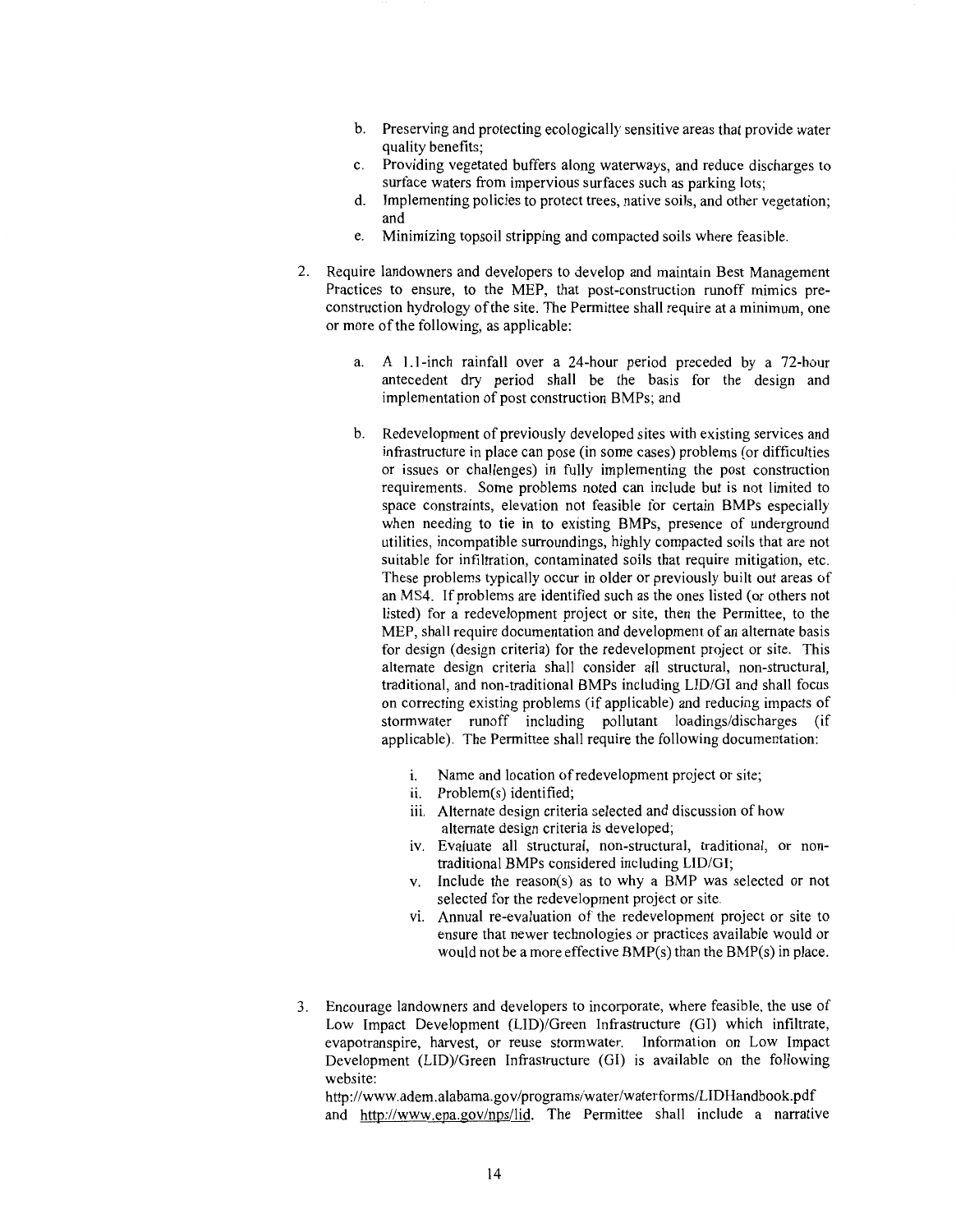b. Preserving and protecting ecologically sensitive areas that provide water quality benefits;
c. Providing vegetated buffers along waterways, and reduce discharges to surface waters from impervious surfaces such as parking lots;
d. Implementing policies to protect trees, native soils, and other vegetation; and
e. Minimizing topsoil stripping and compacted soils where feasible.

2. Require landowners and developers to develop and maintain Best Management Practices to ensure, to the MEP, that post-construction runoff mimics pre-construction hydrology of the site. The Permittee shall require at a minimum, one or more of the following, as applicable:

   a. A 1.1-inch rainfall over a 24-hour period preceded by a 72-hour antecedent dry period shall be the basis for the design and implementation of post construction BMPs; and

   b. Redevelopment of previously developed sites with existing services and infrastructure in place can pose (in some cases) problems (or difficulties or issues or challenges) in fully implementing the post construction requirements. Some problems noted can include but is not limited to space constraints, elevation not feasible for certain BMPs especially when needing to tie in to existing BMPs, presence of underground utilities, incompatible surroundings, highly compacted soils that are not suitable for infiltration, contaminated soils that require mitigation, etc. These problems typically occur in older or previously built out areas of an MS4. If problems are identified such as the ones listed (or others not listed) for a redevelopment project or site, then the Permittee, to the MEP, shall require documentation and development of an alternate basis for design (design criteria) for the redevelopment project or site. This alternate design criteria shall consider all structural, non-structural, traditional, and non-traditional BMPs including LID/GI and shall focus on correcting existing problems (if applicable) and reducing impacts of stormwater runoff including pollutant loadings/discharges (if applicable). The Permittee shall require the following documentation:

      i. Name and location of redevelopment project or site;
      ii. Problem(s) identified;
      iii. Alternate design criteria selected and discussion of how alternate design criteria is developed;
      iv. Evaluate all structural, non-structural, traditional, or non-traditional BMPs considered including LID/GI;
      v. Include the reason(s) as to why a BMP was selected or not selected for the redevelopment project or site.
      vi. Annual re-evaluation of the redevelopment project or site to ensure that newer technologies or practices available would or would not be a more effective BMP(s) than the BMP(s) in place.

3. Encourage landowners and developers to incorporate, where feasible, the use of Low Impact Development (LID)/Green Infrastructure (GI) which infiltrate, evapotranspire, harvest, or reuse stormwater. Information on Low Impact Development (LID)/Green Infrastructure (GI) is available on the following website: http://www.adem.alabama.gov/programs/water/waterforms/LIDHandbook.pdf and http://www.epa.gov/nps/lid. The Permittee shall include a narrative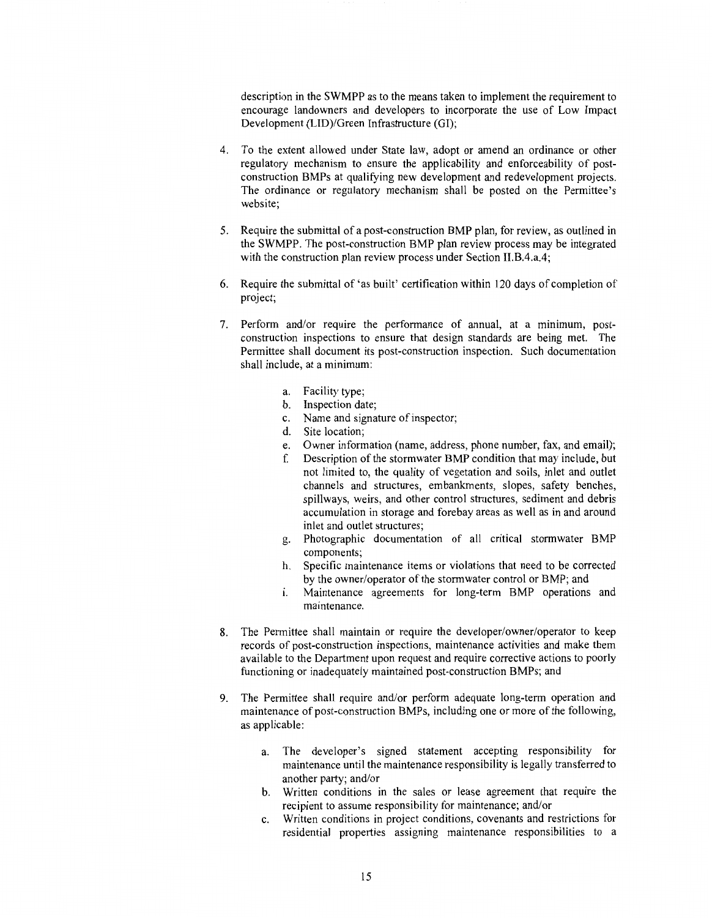description in the SWMPP as to the means taken to implement the requirement to encourage landowners and developers to incorporate the use of Low Impact Development (LID)/Green Infrastructure (GI);

4. To the extent allowed under State law, adopt or amend an ordinance or other regulatory mechanism to ensure the applicability and enforceability of post-construction BMPs at qualifying new development and redevelopment projects. The ordinance or regulatory mechanism shall be posted on the Permittee's website;

5. Require the submittal of a post-construction BMP plan, for review, as outlined in the SWMPP. The post-construction BMP plan review process may be integrated with the construction plan review process under Section II.B.4.a.4;

6. Require the submittal of 'as built' certification within 120 days of completion of project;

7. Perform and/or require the performance of annual, at a minimum, post-construction inspections to ensure that design standards are being met. The Permittee shall document its post-construction inspection. Such documentation shall include, at a minimum:

    a. Facility type;
    b. Inspection date;
    c. Name and signature of inspector;
    d. Site location;
    e. Owner information (name, address, phone number, fax, and email);
    f. Description of the stormwater BMP condition that may include, but not limited to, the quality of vegetation and soils, inlet and outlet channels and structures, embankments, slopes, safety benches, spillways, weirs, and other control structures, sediment and debris accumulation in storage and forebay areas as well as in and around inlet and outlet structures;
    g. Photographic documentation of all critical stormwater BMP components;
    h. Specific maintenance items or violations that need to be corrected by the owner/operator of the stormwater control or BMP; and
    i. Maintenance agreements for long-term BMP operations and maintenance.

8. The Permittee shall maintain or require the developer/owner/operator to keep records of post-construction inspections, maintenance activities and make them available to the Department upon request and require corrective actions to poorly functioning or inadequately maintained post-construction BMPs; and

9. The Permittee shall require and/or perform adequate long-term operation and maintenance of post-construction BMPs, including one or more of the following, as applicable:

    a. The developer's signed statement accepting responsibility for maintenance until the maintenance responsibility is legally transferred to another party; and/or
    b. Written conditions in the sales or lease agreement that require the recipient to assume responsibility for maintenance; and/or
    c. Written conditions in project conditions, covenants and restrictions for residential properties assigning maintenance responsibilities to a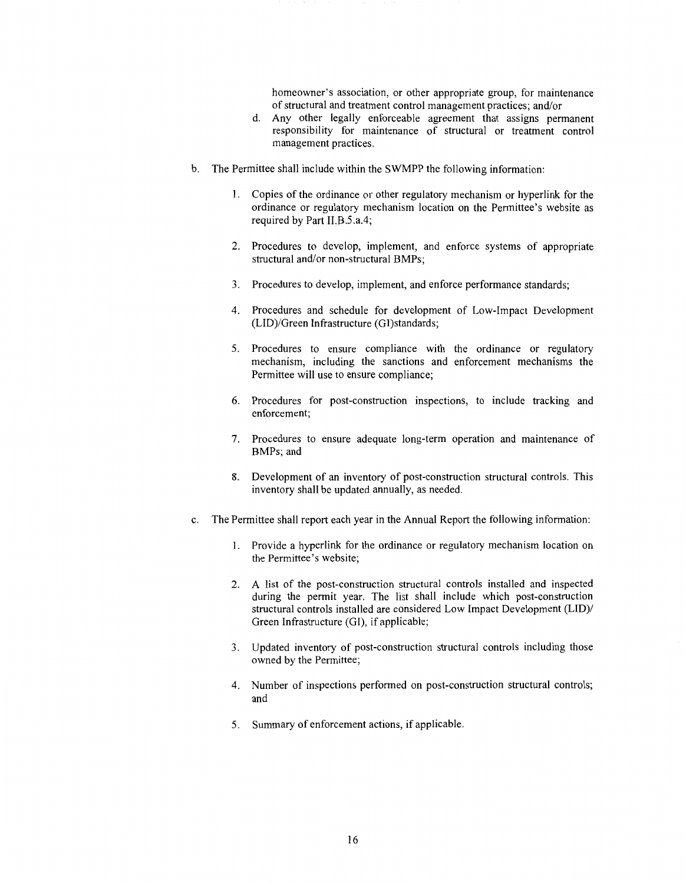homeowner's association, or other appropriate group, for maintenance of structural and treatment control management practices; and/or

d. Any other legally enforceable agreement that assigns permanent responsibility for maintenance of structural or treatment control management practices.

b. The Permittee shall include within the SWMPP the following information:

   1. Copies of the ordinance or other regulatory mechanism or hyperlink for the ordinance or regulatory mechanism location on the Permittee's website as required by Part II.B.5.a.4;

   2. Procedures to develop, implement, and enforce systems of appropriate structural and/or non-structural BMPs;

   3. Procedures to develop, implement, and enforce performance standards;

   4. Procedures and schedule for development of Low-Impact Development (LID)/Green Infrastructure (GI)standards;

   5. Procedures to ensure compliance with the ordinance or regulatory mechanism, including the sanctions and enforcement mechanisms the Permittee will use to ensure compliance;

   6. Procedures for post-construction inspections, to include tracking and enforcement;

   7. Procedures to ensure adequate long-term operation and maintenance of BMPs; and

   8. Development of an inventory of post-construction structural controls. This inventory shall be updated annually, as needed.

c. The Permittee shall report each year in the Annual Report the following information:

   1. Provide a hyperlink for the ordinance or regulatory mechanism location on the Permittee's website;

   2. A list of the post-construction structural controls installed and inspected during the permit year. The list shall include which post-construction structural controls installed are considered Low Impact Development (LID)/ Green Infrastructure (GI), if applicable;

   3. Updated inventory of post-construction structural controls including those owned by the Permittee;

   4. Number of inspections performed on post-construction structural controls; and

   5. Summary of enforcement actions, if applicable.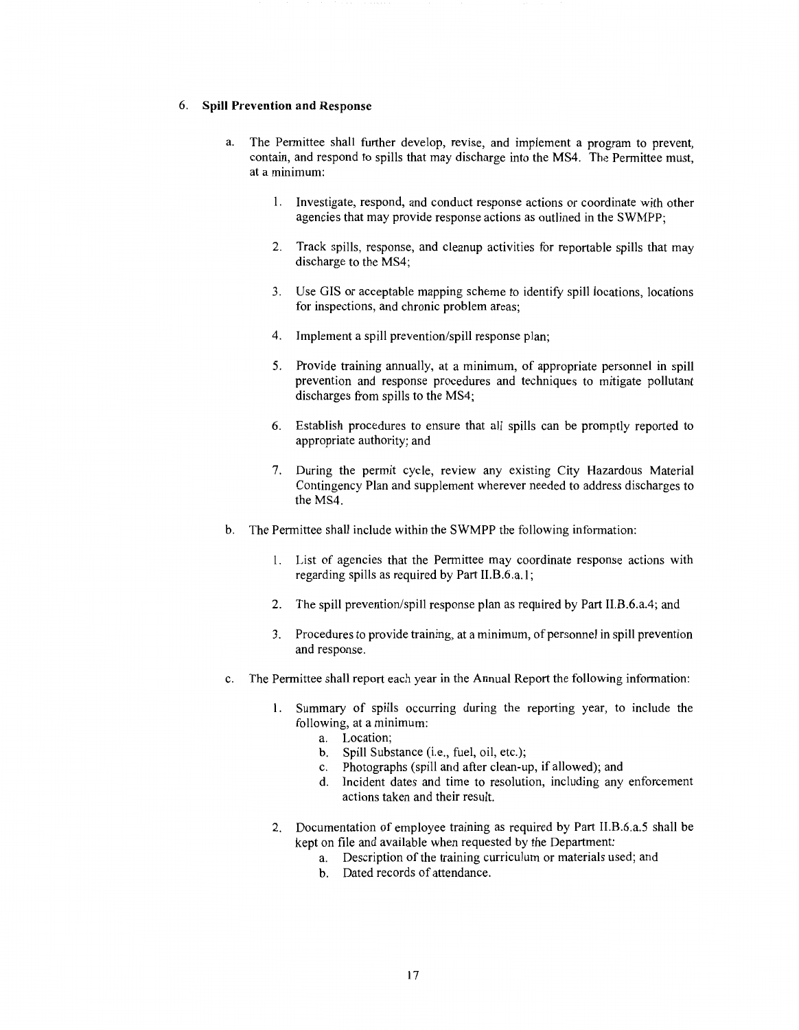### 6. Spill Prevention and Response

a. The Permittee shall further develop, revise, and implement a program to prevent, contain, and respond to spills that may discharge into the MS4. The Permittee must, at a minimum:

   1. Investigate, respond, and conduct response actions or coordinate with other agencies that may provide response actions as outlined in the SWMPP;

   2. Track spills, response, and cleanup activities for reportable spills that may discharge to the MS4;

   3. Use GIS or acceptable mapping scheme to identify spill locations, locations for inspections, and chronic problem areas;

   4. Implement a spill prevention/spill response plan;

   5. Provide training annually, at a minimum, of appropriate personnel in spill prevention and response procedures and techniques to mitigate pollutant discharges from spills to the MS4;

   6. Establish procedures to ensure that all spills can be promptly reported to appropriate authority; and

   7. During the permit cycle, review any existing City Hazardous Material Contingency Plan and supplement wherever needed to address discharges to the MS4.

b. The Permittee shall include within the SWMPP the following information:

   1. List of agencies that the Permittee may coordinate response actions with regarding spills as required by Part II.B.6.a.1;

   2. The spill prevention/spill response plan as required by Part II.B.6.a.4; and

   3. Procedures to provide training, at a minimum, of personnel in spill prevention and response.

c. The Permittee shall report each year in the Annual Report the following information:

   1. Summary of spills occurring during the reporting year, to include the following, at a minimum:
      a. Location;
      b. Spill Substance (i.e., fuel, oil, etc.);
      c. Photographs (spill and after clean-up, if allowed); and
      d. Incident dates and time to resolution, including any enforcement actions taken and their result.

   2. Documentation of employee training as required by Part II.B.6.a.5 shall be kept on file and available when requested by the Department:
      a. Description of the training curriculum or materials used; and
      b. Dated records of attendance.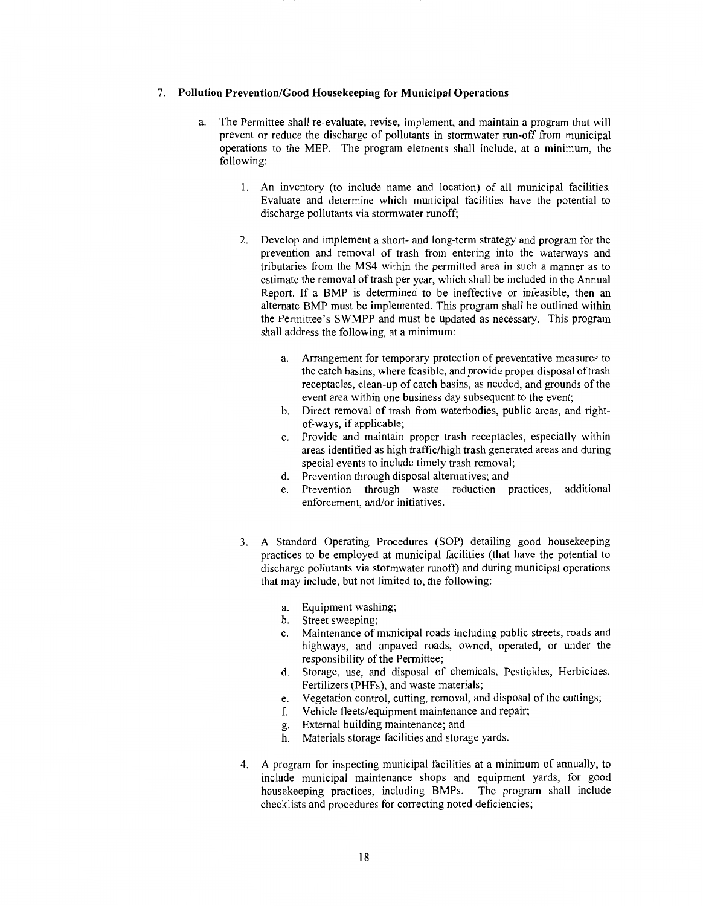7. **Pollution Prevention/Good Housekeeping for Municipal Operations**

   a. The Permittee shall re-evaluate, revise, implement, and maintain a program that will prevent or reduce the discharge of pollutants in stormwater run-off from municipal operations to the MEP. The program elements shall include, at a minimum, the following:

      1. An inventory (to include name and location) of all municipal facilities. Evaluate and determine which municipal facilities have the potential to discharge pollutants via stormwater runoff;

      2. Develop and implement a short- and long-term strategy and program for the prevention and removal of trash from entering into the waterways and tributaries from the MS4 within the permitted area in such a manner as to estimate the removal of trash per year, which shall be included in the Annual Report. If a BMP is determined to be ineffective or infeasible, then an alternate BMP must be implemented. This program shall be outlined within the Permittee's SWMPP and must be updated as necessary. This program shall address the following, at a minimum:

         a. Arrangement for temporary protection of preventative measures to the catch basins, where feasible, and provide proper disposal of trash receptacles, clean-up of catch basins, as needed, and grounds of the event area within one business day subsequent to the event;
         b. Direct removal of trash from waterbodies, public areas, and right-of-ways, if applicable;
         c. Provide and maintain proper trash receptacles, especially within areas identified as high traffic/high trash generated areas and during special events to include timely trash removal;
         d. Prevention through disposal alternatives; and
         e. Prevention through waste reduction practices, additional enforcement, and/or initiatives.

      3. A Standard Operating Procedures (SOP) detailing good housekeeping practices to be employed at municipal facilities (that have the potential to discharge pollutants via stormwater runoff) and during municipal operations that may include, but not limited to, the following:

         a. Equipment washing;
         b. Street sweeping;
         c. Maintenance of municipal roads including public streets, roads and highways, and unpaved roads, owned, operated, or under the responsibility of the Permittee;
         d. Storage, use, and disposal of chemicals, Pesticides, Herbicides, Fertilizers (PHFs), and waste materials;
         e. Vegetation control, cutting, removal, and disposal of the cuttings;
         f. Vehicle fleets/equipment maintenance and repair;
         g. External building maintenance; and
         h. Materials storage facilities and storage yards.

      4. A program for inspecting municipal facilities at a minimum of annually, to include municipal maintenance shops and equipment yards, for good housekeeping practices, including BMPs. The program shall include checklists and procedures for correcting noted deficiencies;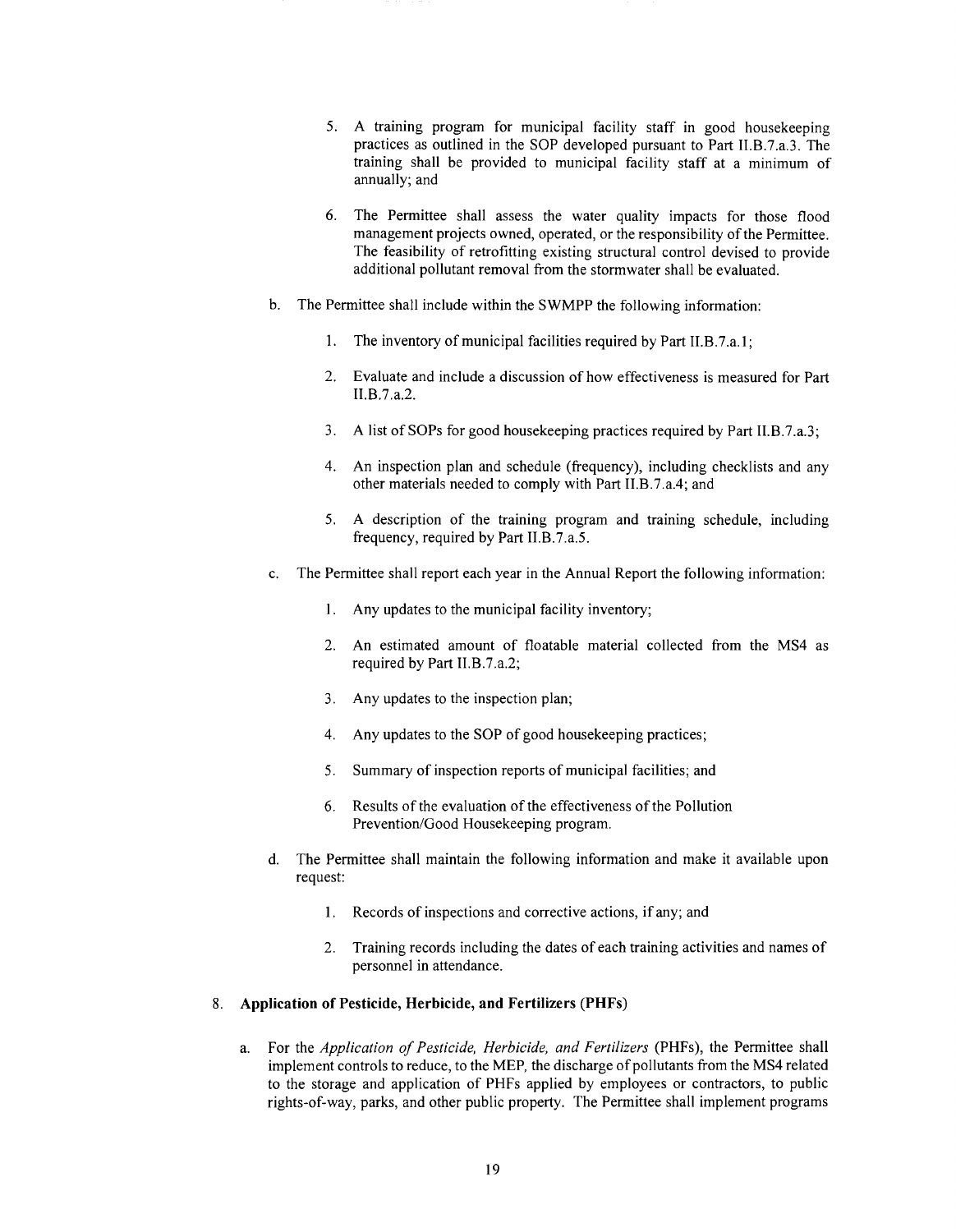5. A training program for municipal facility staff in good housekeeping practices as outlined in the SOP developed pursuant to Part II.B.7.a.3. The training shall be provided to municipal facility staff at a minimum of annually; and

6. The Permittee shall assess the water quality impacts for those flood management projects owned, operated, or the responsibility of the Permittee. The feasibility of retrofitting existing structural control devised to provide additional pollutant removal from the stormwater shall be evaluated.

b. The Permittee shall include within the SWMPP the following information:

1. The inventory of municipal facilities required by Part II.B.7.a.1;

2. Evaluate and include a discussion of how effectiveness is measured for Part II.B.7.a.2.

3. A list of SOPs for good housekeeping practices required by Part II.B.7.a.3;

4. An inspection plan and schedule (frequency), including checklists and any other materials needed to comply with Part II.B.7.a.4; and

5. A description of the training program and training schedule, including frequency, required by Part II.B.7.a.5.

c. The Permittee shall report each year in the Annual Report the following information:

1. Any updates to the municipal facility inventory;

2. An estimated amount of floatable material collected from the MS4 as required by Part II.B.7.a.2;

3. Any updates to the inspection plan;

4. Any updates to the SOP of good housekeeping practices;

5. Summary of inspection reports of municipal facilities; and

6. Results of the evaluation of the effectiveness of the Pollution Prevention/Good Housekeeping program.

d. The Permittee shall maintain the following information and make it available upon request:

1. Records of inspections and corrective actions, if any; and

2. Training records including the dates of each training activities and names of personnel in attendance.

8. **Application of Pesticide, Herbicide, and Fertilizers (PHFs)**

a. For the *Application of Pesticide, Herbicide, and Fertilizers* (PHFs), the Permittee shall implement controls to reduce, to the MEP, the discharge of pollutants from the MS4 related to the storage and application of PHFs applied by employees or contractors, to public rights-of-way, parks, and other public property. The Permittee shall implement programs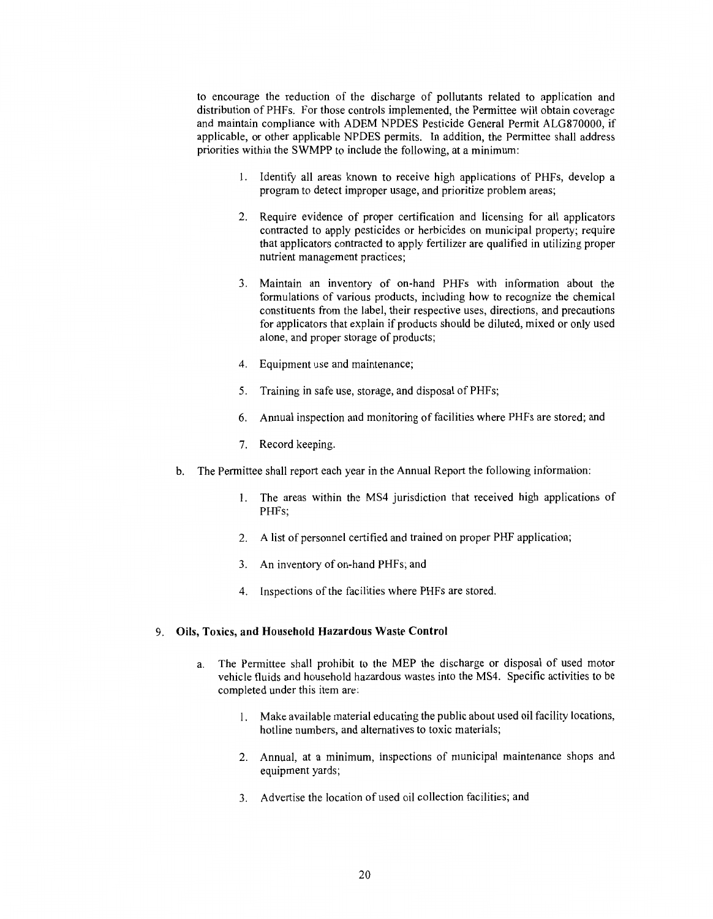to encourage the reduction of the discharge of pollutants related to application and distribution of PHFs. For those controls implemented, the Permittee will obtain coverage and maintain compliance with ADEM NPDES Pesticide General Permit ALG870000, if applicable, or other applicable NPDES permits. In addition, the Permittee shall address priorities within the SWMPP to include the following, at a minimum:

1. Identify all areas known to receive high applications of PHFs, develop a program to detect improper usage, and prioritize problem areas;
2. Require evidence of proper certification and licensing for all applicators contracted to apply pesticides or herbicides on municipal property; require that applicators contracted to apply fertilizer are qualified in utilizing proper nutrient management practices;
3. Maintain an inventory of on-hand PHFs with information about the formulations of various products, including how to recognize the chemical constituents from the label, their respective uses, directions, and precautions for applicators that explain if products should be diluted, mixed or only used alone, and proper storage of products;
4. Equipment use and maintenance;
5. Training in safe use, storage, and disposal of PHFs;
6. Annual inspection and monitoring of facilities where PHFs are stored; and
7. Record keeping.

b. The Permittee shall report each year in the Annual Report the following information:

1. The areas within the MS4 jurisdiction that received high applications of PHFs;
2. A list of personnel certified and trained on proper PHF application;
3. An inventory of on-hand PHFs; and
4. Inspections of the facilities where PHFs are stored.

9. **Oils, Toxics, and Household Hazardous Waste Control**

a. The Permittee shall prohibit to the MEP the discharge or disposal of used motor vehicle fluids and household hazardous wastes into the MS4. Specific activities to be completed under this item are:

1. Make available material educating the public about used oil facility locations, hotline numbers, and alternatives to toxic materials;
2. Annual, at a minimum, inspections of municipal maintenance shops and equipment yards;
3. Advertise the location of used oil collection facilities; and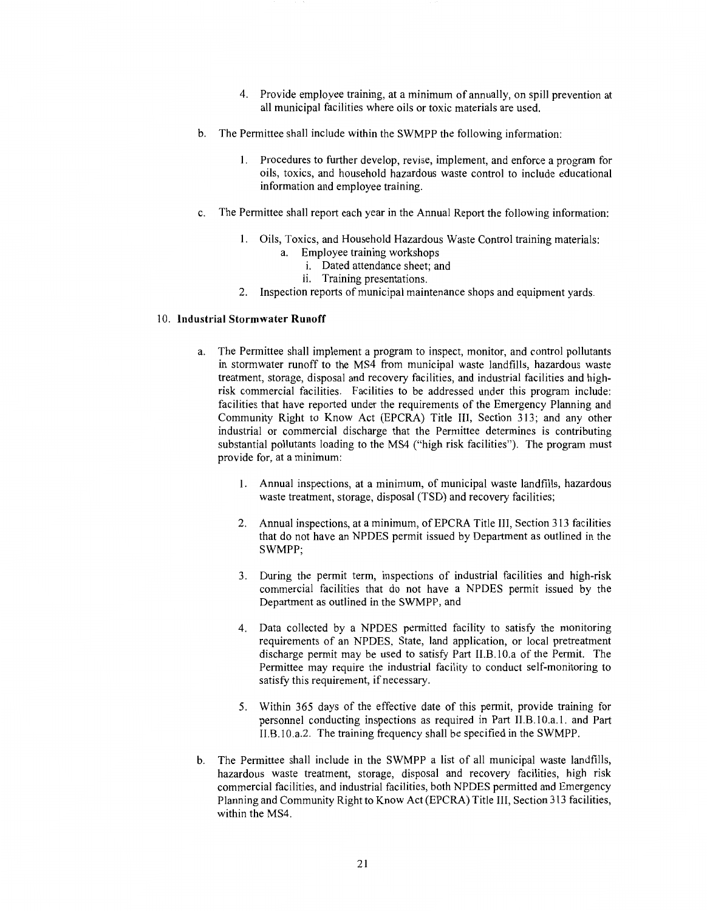4. Provide employee training, at a minimum of annually, on spill prevention at all municipal facilities where oils or toxic materials are used.

b. The Permittee shall include within the SWMPP the following information:

   1. Procedures to further develop, revise, implement, and enforce a program for oils, toxics, and household hazardous waste control to include educational information and employee training.

c. The Permittee shall report each year in the Annual Report the following information:

   1. Oils, Toxics, and Household Hazardous Waste Control training materials:
      a. Employee training workshops
         i. Dated attendance sheet; and
         ii. Training presentations.
   2. Inspection reports of municipal maintenance shops and equipment yards.

### 10. Industrial Stormwater Runoff

a. The Permittee shall implement a program to inspect, monitor, and control pollutants in stormwater runoff to the MS4 from municipal waste landfills, hazardous waste treatment, storage, disposal and recovery facilities, and industrial facilities and high-risk commercial facilities. Facilities to be addressed under this program include: facilities that have reported under the requirements of the Emergency Planning and Community Right to Know Act (EPCRA) Title III, Section 313; and any other industrial or commercial discharge that the Permittee determines is contributing substantial pollutants loading to the MS4 ("high risk facilities"). The program must provide for, at a minimum:

   1. Annual inspections, at a minimum, of municipal waste landfills, hazardous waste treatment, storage, disposal (TSD) and recovery facilities;

   2. Annual inspections, at a minimum, of EPCRA Title III, Section 313 facilities that do not have an NPDES permit issued by Department as outlined in the SWMPP;

   3. During the permit term, inspections of industrial facilities and high-risk commercial facilities that do not have a NPDES permit issued by the Department as outlined in the SWMPP, and

   4. Data collected by a NPDES permitted facility to satisfy the monitoring requirements of an NPDES, State, land application, or local pretreatment discharge permit may be used to satisfy Part II.B.10.a of the Permit. The Permittee may require the industrial facility to conduct self-monitoring to satisfy this requirement, if necessary.

   5. Within 365 days of the effective date of this permit, provide training for personnel conducting inspections as required in Part II.B.10.a.1. and Part II.B.10.a.2. The training frequency shall be specified in the SWMPP.

b. The Permittee shall include in the SWMPP a list of all municipal waste landfills, hazardous waste treatment, storage, disposal and recovery facilities, high risk commercial facilities, and industrial facilities, both NPDES permitted and Emergency Planning and Community Right to Know Act (EPCRA) Title III, Section 313 facilities, within the MS4.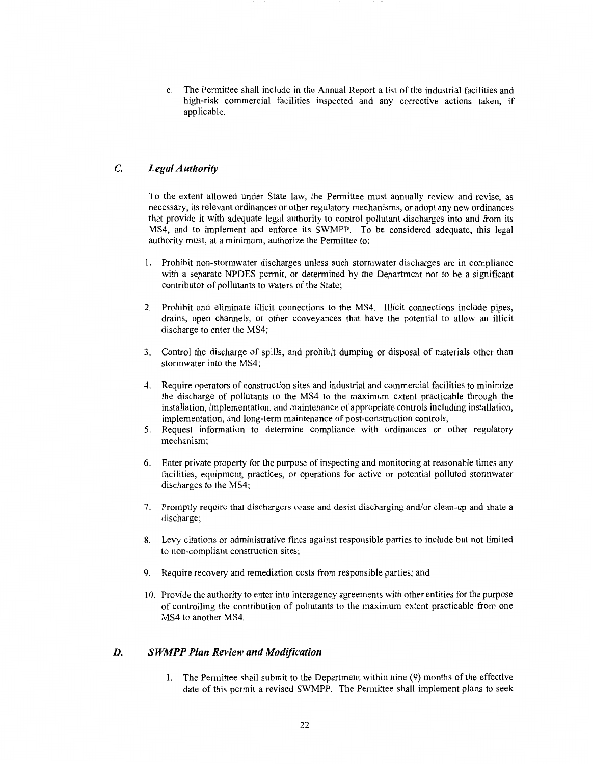c. The Permittee shall include in the Annual Report a list of the industrial facilities and high-risk commercial facilities inspected and any corrective actions taken, if applicable.

## *C. Legal Authority*

To the extent allowed under State law, the Permittee must annually review and revise, as necessary, its relevant ordinances or other regulatory mechanisms, or adopt any new ordinances that provide it with adequate legal authority to control pollutant discharges into and from its MS4, and to implement and enforce its SWMPP. To be considered adequate, this legal authority must, at a minimum, authorize the Permittee to:

1. Prohibit non-stormwater discharges unless such stormwater discharges are in compliance with a separate NPDES permit, or determined by the Department not to be a significant contributor of pollutants to waters of the State;

2. Prohibit and eliminate illicit connections to the MS4. Illicit connections include pipes, drains, open channels, or other conveyances that have the potential to allow an illicit discharge to enter the MS4;

3. Control the discharge of spills, and prohibit dumping or disposal of materials other than stormwater into the MS4;

4. Require operators of construction sites and industrial and commercial facilities to minimize the discharge of pollutants to the MS4 to the maximum extent practicable through the installation, implementation, and maintenance of appropriate controls including installation, implementation, and long-term maintenance of post-construction controls;
5. Request information to determine compliance with ordinances or other regulatory mechanism;

6. Enter private property for the purpose of inspecting and monitoring at reasonable times any facilities, equipment, practices, or operations for active or potential polluted stormwater discharges to the MS4;

7. Promptly require that dischargers cease and desist discharging and/or clean-up and abate a discharge;

8. Levy citations or administrative fines against responsible parties to include but not limited to non-compliant construction sites;

9. Require recovery and remediation costs from responsible parties; and

10. Provide the authority to enter into interagency agreements with other entities for the purpose of controlling the contribution of pollutants to the maximum extent practicable from one MS4 to another MS4.

## *D. SWMPP Plan Review and Modification*

1. The Permittee shall submit to the Department within nine (9) months of the effective date of this permit a revised SWMPP. The Permittee shall implement plans to seek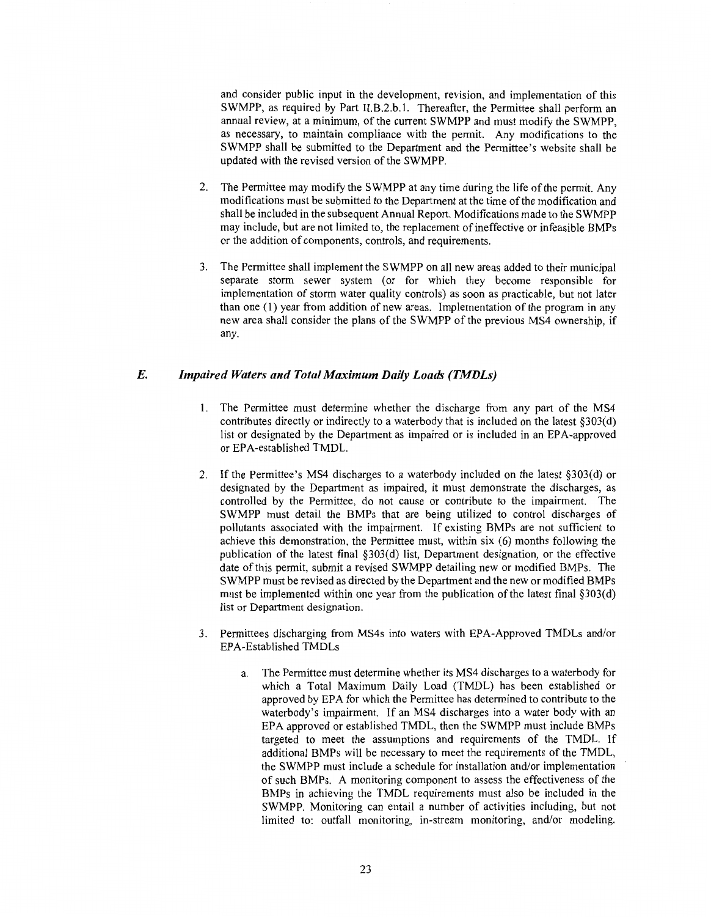and consider public input in the development, revision, and implementation of this SWMPP, as required by Part II.B.2.b.1. Thereafter, the Permittee shall perform an annual review, at a minimum, of the current SWMPP and must modify the SWMPP, as necessary, to maintain compliance with the permit. Any modifications to the SWMPP shall be submitted to the Department and the Permittee's website shall be updated with the revised version of the SWMPP.

2. The Permittee may modify the SWMPP at any time during the life of the permit. Any modifications must be submitted to the Department at the time of the modification and shall be included in the subsequent Annual Report. Modifications made to the SWMPP may include, but are not limited to, the replacement of ineffective or infeasible BMPs or the addition of components, controls, and requirements.

3. The Permittee shall implement the SWMPP on all new areas added to their municipal separate storm sewer system (or for which they become responsible for implementation of storm water quality controls) as soon as practicable, but not later than one (1) year from addition of new areas. Implementation of the program in any new area shall consider the plans of the SWMPP of the previous MS4 ownership, if any.

## E. *Impaired Waters and Total Maximum Daily Loads (TMDLs)*

1. The Permittee must determine whether the discharge from any part of the MS4 contributes directly or indirectly to a waterbody that is included on the latest §303(d) list or designated by the Department as impaired or is included in an EPA-approved or EPA-established TMDL.

2. If the Permittee's MS4 discharges to a waterbody included on the latest §303(d) or designated by the Department as impaired, it must demonstrate the discharges, as controlled by the Permittee, do not cause or contribute to the impairment. The SWMPP must detail the BMPs that are being utilized to control discharges of pollutants associated with the impairment. If existing BMPs are not sufficient to achieve this demonstration, the Permittee must, within six (6) months following the publication of the latest final §303(d) list, Department designation, or the effective date of this permit, submit a revised SWMPP detailing new or modified BMPs. The SWMPP must be revised as directed by the Department and the new or modified BMPs must be implemented within one year from the publication of the latest final §303(d) list or Department designation.

3. Permittees discharging from MS4s into waters with EPA-Approved TMDLs and/or EPA-Established TMDLs

   a. The Permittee must determine whether its MS4 discharges to a waterbody for which a Total Maximum Daily Load (TMDL) has been established or approved by EPA for which the Permittee has determined to contribute to the waterbody's impairment. If an MS4 discharges into a water body with an EPA approved or established TMDL, then the SWMPP must include BMPs targeted to meet the assumptions and requirements of the TMDL. If additional BMPs will be necessary to meet the requirements of the TMDL, the SWMPP must include a schedule for installation and/or implementation of such BMPs. A monitoring component to assess the effectiveness of the BMPs in achieving the TMDL requirements must also be included in the SWMPP. Monitoring can entail a number of activities including, but not limited to: outfall monitoring, in-stream monitoring, and/or modeling.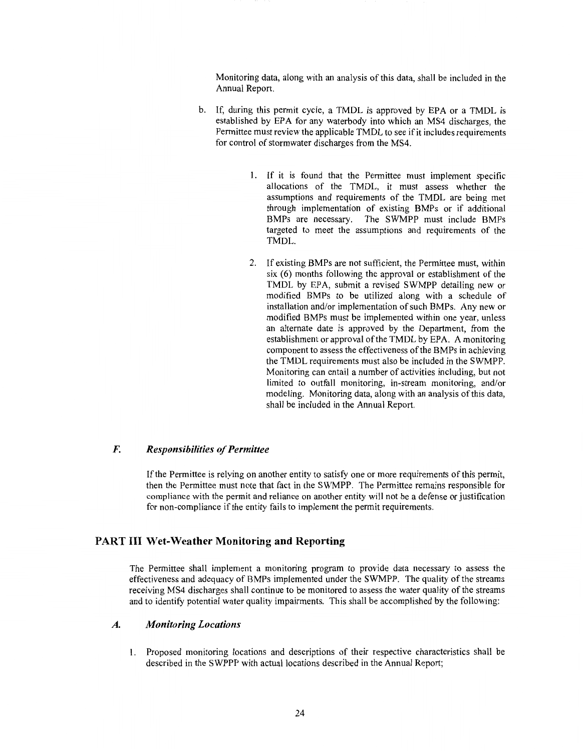Monitoring data, along with an analysis of this data, shall be included in the Annual Report.

b. If, during this permit cycle, a TMDL is approved by EPA or a TMDL is established by EPA for any waterbody into which an MS4 discharges, the Permittee must review the applicable TMDL to see if it includes requirements for control of stormwater discharges from the MS4.

   1. If it is found that the Permittee must implement specific allocations of the TMDL, it must assess whether the assumptions and requirements of the TMDL are being met through implementation of existing BMPs or if additional BMPs are necessary. The SWMPP must include BMPs targeted to meet the assumptions and requirements of the TMDL.

   2. If existing BMPs are not sufficient, the Permittee must, within six (6) months following the approval or establishment of the TMDL by EPA, submit a revised SWMPP detailing new or modified BMPs to be utilized along with a schedule of installation and/or implementation of such BMPs. Any new or modified BMPs must be implemented within one year, unless an alternate date is approved by the Department, from the establishment or approval of the TMDL by EPA. A monitoring component to assess the effectiveness of the BMPs in achieving the TMDL requirements must also be included in the SWMPP. Monitoring can entail a number of activities including, but not limited to outfall monitoring, in-stream monitoring, and/or modeling. Monitoring data, along with an analysis of this data, shall be included in the Annual Report.

### *F. Responsibilities of Permittee*

If the Permittee is relying on another entity to satisfy one or more requirements of this permit, then the Permittee must note that fact in the SWMPP. The Permittee remains responsible for compliance with the permit and reliance on another entity will not be a defense or justification for non-compliance if the entity fails to implement the permit requirements.

## PART III Wet-Weather Monitoring and Reporting

The Permittee shall implement a monitoring program to provide data necessary to assess the effectiveness and adequacy of BMPs implemented under the SWMPP. The quality of the streams receiving MS4 discharges shall continue to be monitored to assess the water quality of the streams and to identify potential water quality impairments. This shall be accomplished by the following:

### *A. Monitoring Locations*

1. Proposed monitoring locations and descriptions of their respective characteristics shall be described in the SWPPP with actual locations described in the Annual Report;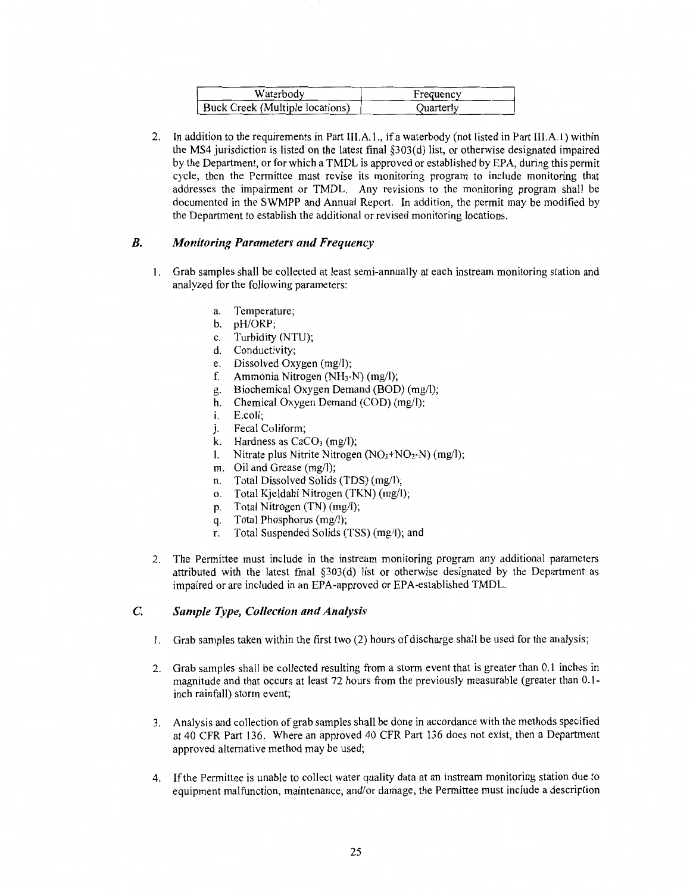| Waterbody | Frequency |
|---|---|
| Buck Creek (Multiple locations) | Quarterly |

2. In addition to the requirements in Part III.A.1., if a waterbody (not listed in Part III.A.1) within the MS4 jurisdiction is listed on the latest final §303(d) list, or otherwise designated impaired by the Department, or for which a TMDL is approved or established by EPA, during this permit cycle, then the Permittee must revise its monitoring program to include monitoring that addresses the impairment or TMDL. Any revisions to the monitoring program shall be documented in the SWMPP and Annual Report. In addition, the permit may be modified by the Department to establish the additional or revised monitoring locations.

## B. *Monitoring Parameters and Frequency*

1. Grab samples shall be collected at least semi-annually at each instream monitoring station and analyzed for the following parameters:

   a. Temperature;
   b. pH/ORP;
   c. Turbidity (NTU);
   d. Conductivity;
   e. Dissolved Oxygen (mg/l);
   f. Ammonia Nitrogen ($NH_3$-N) (mg/l);
   g. Biochemical Oxygen Demand (BOD) (mg/l);
   h. Chemical Oxygen Demand (COD) (mg/l);
   i. E.coli;
   j. Fecal Coliform;
   k. Hardness as $CaCO_3$ (mg/l);
   l. Nitrate plus Nitrite Nitrogen ($NO_3$+$NO_2$-N) (mg/l);
   m. Oil and Grease (mg/l);
   n. Total Dissolved Solids (TDS) (mg/l);
   o. Total Kjeldahl Nitrogen (TKN) (mg/l);
   p. Total Nitrogen (TN) (mg/l);
   q. Total Phosphorus (mg/l);
   r. Total Suspended Solids (TSS) (mg/l); and

2. The Permittee must include in the instream monitoring program any additional parameters attributed with the latest final §303(d) list or otherwise designated by the Department as impaired or are included in an EPA-approved or EPA-established TMDL.

## C. *Sample Type, Collection and Analysis*

1. Grab samples taken within the first two (2) hours of discharge shall be used for the analysis;

2. Grab samples shall be collected resulting from a storm event that is greater than 0.1 inches in magnitude and that occurs at least 72 hours from the previously measurable (greater than 0.1-inch rainfall) storm event;

3. Analysis and collection of grab samples shall be done in accordance with the methods specified at 40 CFR Part 136. Where an approved 40 CFR Part 136 does not exist, then a Department approved alternative method may be used;

4. If the Permittee is unable to collect water quality data at an instream monitoring station due to equipment malfunction, maintenance, and/or damage, the Permittee must include a description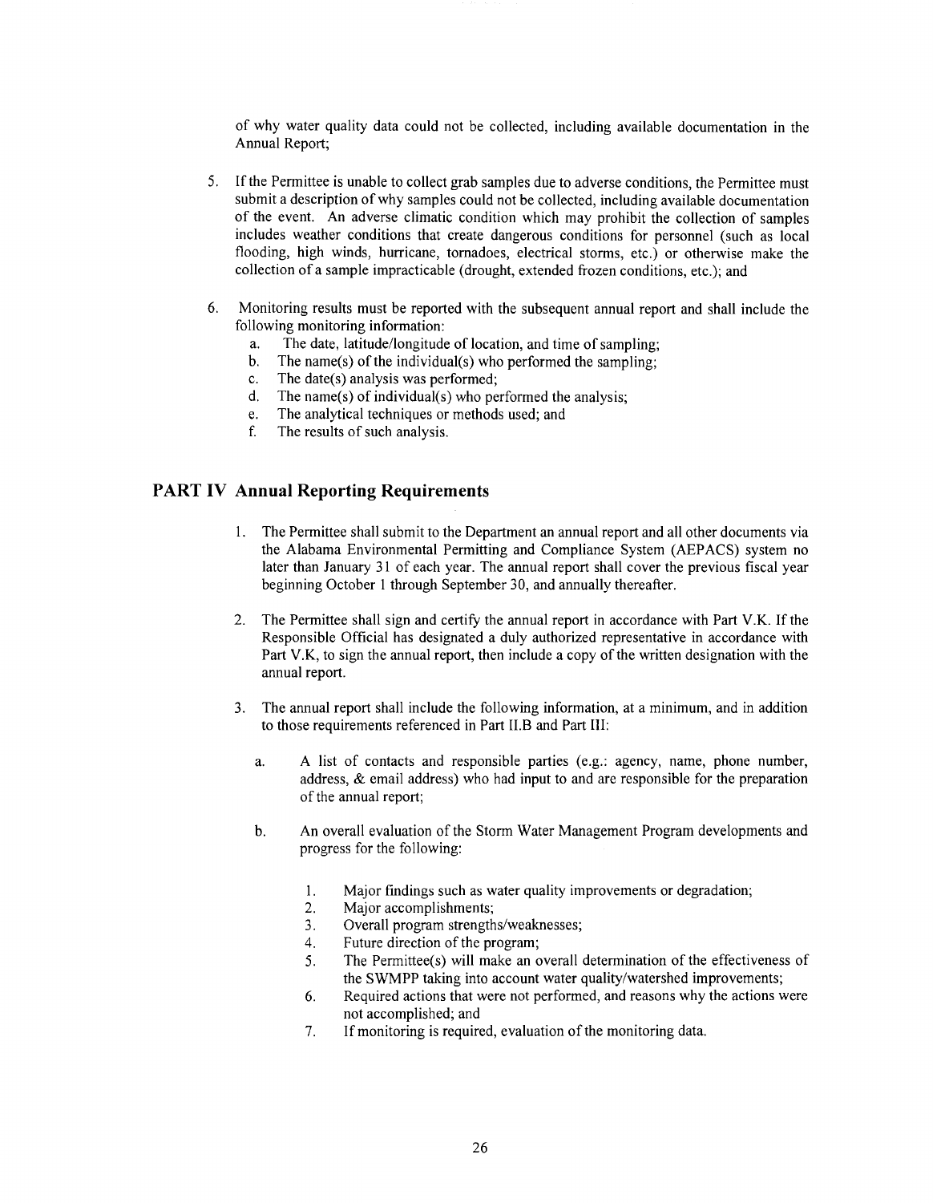of why water quality data could not be collected, including available documentation in the Annual Report;

5. If the Permittee is unable to collect grab samples due to adverse conditions, the Permittee must submit a description of why samples could not be collected, including available documentation of the event. An adverse climatic condition which may prohibit the collection of samples includes weather conditions that create dangerous conditions for personnel (such as local flooding, high winds, hurricane, tornadoes, electrical storms, etc.) or otherwise make the collection of a sample impracticable (drought, extended frozen conditions, etc.); and

6. Monitoring results must be reported with the subsequent annual report and shall include the following monitoring information:
   a. The date, latitude/longitude of location, and time of sampling;
   b. The name(s) of the individual(s) who performed the sampling;
   c. The date(s) analysis was performed;
   d. The name(s) of individual(s) who performed the analysis;
   e. The analytical techniques or methods used; and
   f. The results of such analysis.

## PART IV Annual Reporting Requirements

1. The Permittee shall submit to the Department an annual report and all other documents via the Alabama Environmental Permitting and Compliance System (AEPACS) system no later than January 31 of each year. The annual report shall cover the previous fiscal year beginning October 1 through September 30, and annually thereafter.

2. The Permittee shall sign and certify the annual report in accordance with Part V.K. If the Responsible Official has designated a duly authorized representative in accordance with Part V.K, to sign the annual report, then include a copy of the written designation with the annual report.

3. The annual report shall include the following information, at a minimum, and in addition to those requirements referenced in Part II.B and Part III:

   a. A list of contacts and responsible parties (e.g.: agency, name, phone number, address, & email address) who had input to and are responsible for the preparation of the annual report;

   b. An overall evaluation of the Storm Water Management Program developments and progress for the following:

      1. Major findings such as water quality improvements or degradation;
      2. Major accomplishments;
      3. Overall program strengths/weaknesses;
      4. Future direction of the program;
      5. The Permittee(s) will make an overall determination of the effectiveness of the SWMPP taking into account water quality/watershed improvements;
      6. Required actions that were not performed, and reasons why the actions were not accomplished; and
      7. If monitoring is required, evaluation of the monitoring data.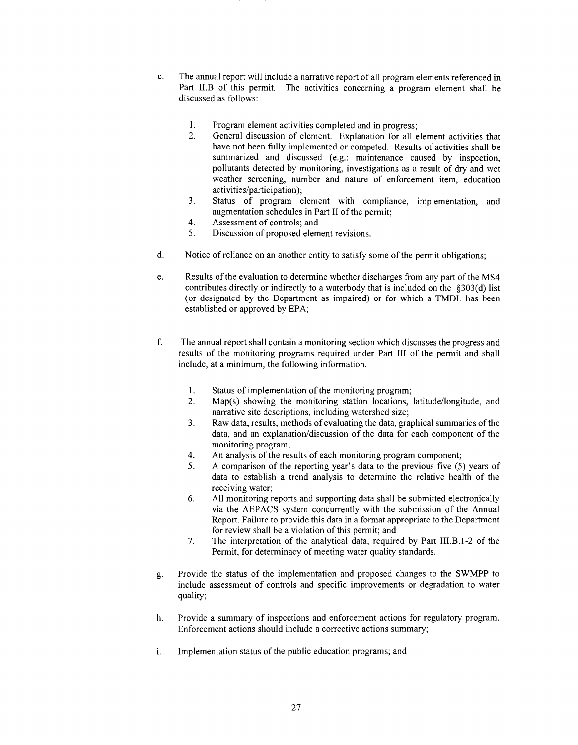c. The annual report will include a narrative report of all program elements referenced in Part II.B of this permit. The activities concerning a program element shall be discussed as follows:

   1. Program element activities completed and in progress;
   2. General discussion of element. Explanation for all element activities that have not been fully implemented or competed. Results of activities shall be summarized and discussed (e.g.: maintenance caused by inspection, pollutants detected by monitoring, investigations as a result of dry and wet weather screening, number and nature of enforcement item, education activities/participation);
   3. Status of program element with compliance, implementation, and augmentation schedules in Part II of the permit;
   4. Assessment of controls; and
   5. Discussion of proposed element revisions.

d. Notice of reliance on an another entity to satisfy some of the permit obligations;

e. Results of the evaluation to determine whether discharges from any part of the MS4 contributes directly or indirectly to a waterbody that is included on the §303(d) list (or designated by the Department as impaired) or for which a TMDL has been established or approved by EPA;

f. The annual report shall contain a monitoring section which discusses the progress and results of the monitoring programs required under Part III of the permit and shall include, at a minimum, the following information.

   1. Status of implementation of the monitoring program;
   2. Map(s) showing the monitoring station locations, latitude/longitude, and narrative site descriptions, including watershed size;
   3. Raw data, results, methods of evaluating the data, graphical summaries of the data, and an explanation/discussion of the data for each component of the monitoring program;
   4. An analysis of the results of each monitoring program component;
   5. A comparison of the reporting year's data to the previous five (5) years of data to establish a trend analysis to determine the relative health of the receiving water;
   6. All monitoring reports and supporting data shall be submitted electronically via the AEPACS system concurrently with the submission of the Annual Report. Failure to provide this data in a format appropriate to the Department for review shall be a violation of this permit; and
   7. The interpretation of the analytical data, required by Part III.B.1-2 of the Permit, for determinacy of meeting water quality standards.

g. Provide the status of the implementation and proposed changes to the SWMPP to include assessment of controls and specific improvements or degradation to water quality;

h. Provide a summary of inspections and enforcement actions for regulatory program. Enforcement actions should include a corrective actions summary;

i. Implementation status of the public education programs; and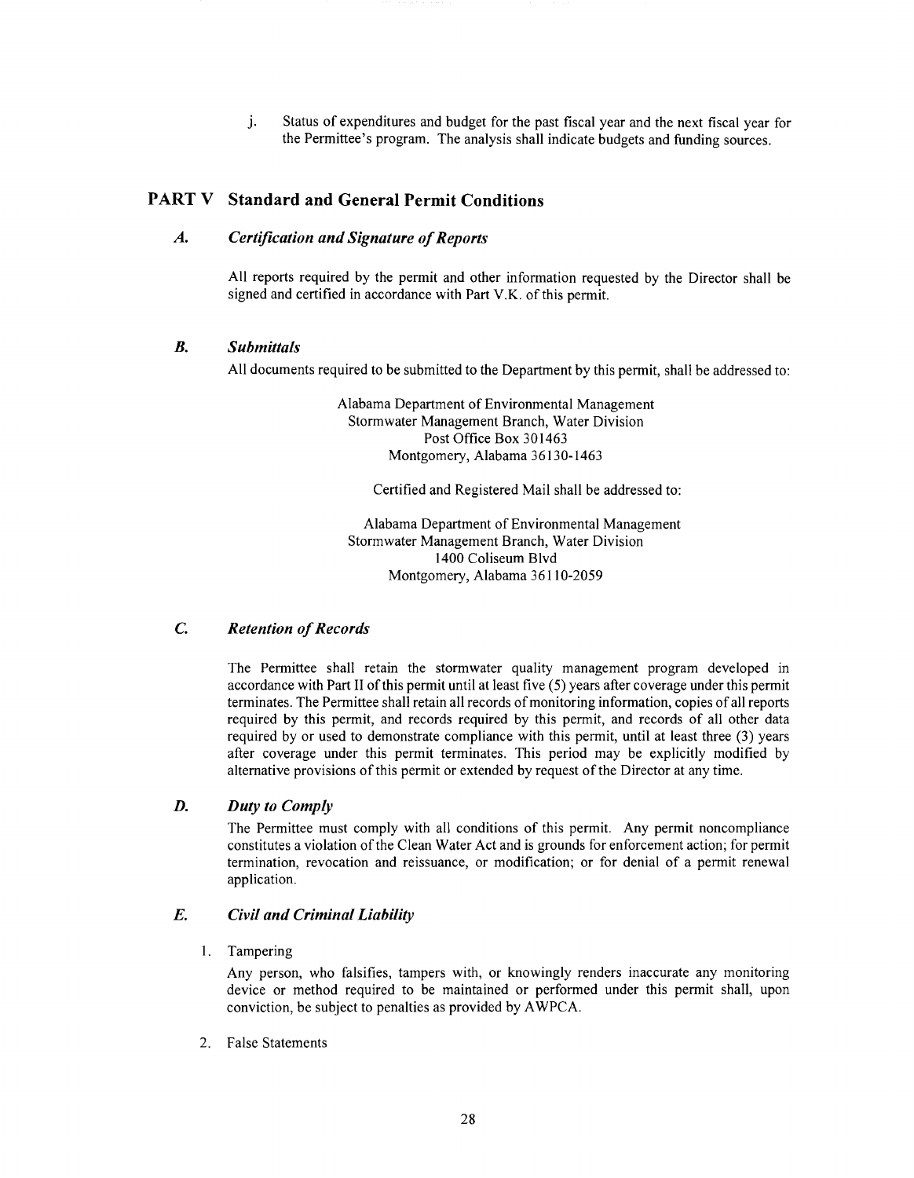j. Status of expenditures and budget for the past fiscal year and the next fiscal year for the Permittee's program. The analysis shall indicate budgets and funding sources.

## PART V Standard and General Permit Conditions

### *A. Certification and Signature of Reports*

All reports required by the permit and other information requested by the Director shall be signed and certified in accordance with Part V.K. of this permit.

### *B. Submittals*

All documents required to be submitted to the Department by this permit, shall be addressed to:

Alabama Department of Environmental Management
Stormwater Management Branch, Water Division
Post Office Box 301463
Montgomery, Alabama 36130-1463

Certified and Registered Mail shall be addressed to:

Alabama Department of Environmental Management
Stormwater Management Branch, Water Division
1400 Coliseum Blvd
Montgomery, Alabama 36110-2059

### *C. Retention of Records*

The Permittee shall retain the stormwater quality management program developed in accordance with Part II of this permit until at least five (5) years after coverage under this permit terminates. The Permittee shall retain all records of monitoring information, copies of all reports required by this permit, and records required by this permit, and records of all other data required by or used to demonstrate compliance with this permit, until at least three (3) years after coverage under this permit terminates. This period may be explicitly modified by alternative provisions of this permit or extended by request of the Director at any time.

### *D. Duty to Comply*

The Permittee must comply with all conditions of this permit. Any permit noncompliance constitutes a violation of the Clean Water Act and is grounds for enforcement action; for permit termination, revocation and reissuance, or modification; or for denial of a permit renewal application.

### *E. Civil and Criminal Liability*

1. Tampering

   Any person, who falsifies, tampers with, or knowingly renders inaccurate any monitoring device or method required to be maintained or performed under this permit shall, upon conviction, be subject to penalties as provided by AWPCA.

2. False Statements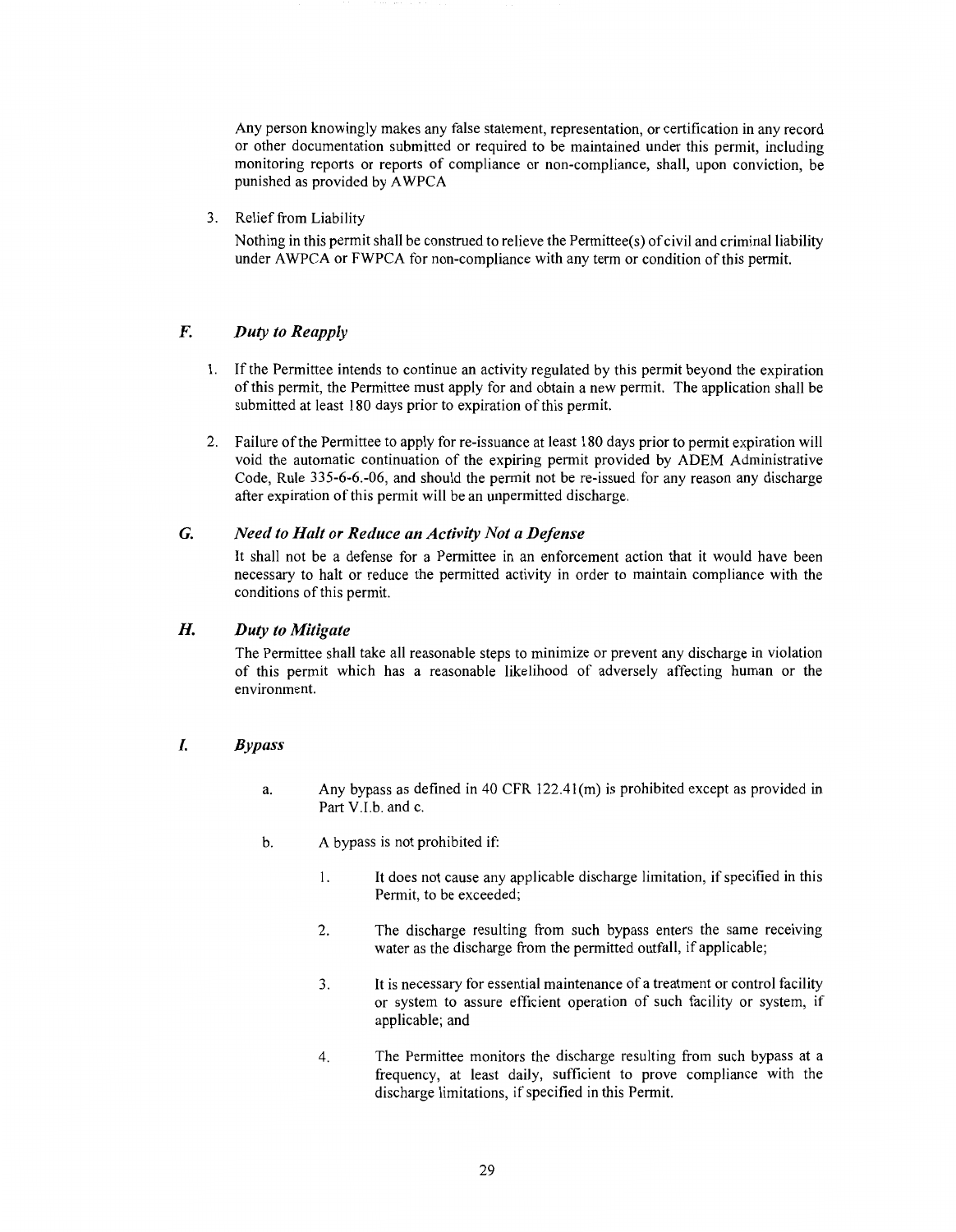Any person knowingly makes any false statement, representation, or certification in any record or other documentation submitted or required to be maintained under this permit, including monitoring reports or reports of compliance or non-compliance, shall, upon conviction, be punished as provided by AWPCA

3. Relief from Liability

   Nothing in this permit shall be construed to relieve the Permittee(s) of civil and criminal liability under AWPCA or FWPCA for non-compliance with any term or condition of this permit.

### *F. Duty to Reapply*

1. If the Permittee intends to continue an activity regulated by this permit beyond the expiration of this permit, the Permittee must apply for and obtain a new permit. The application shall be submitted at least 180 days prior to expiration of this permit.

2. Failure of the Permittee to apply for re-issuance at least 180 days prior to permit expiration will void the automatic continuation of the expiring permit provided by ADEM Administrative Code, Rule 335-6-6.-06, and should the permit not be re-issued for any reason any discharge after expiration of this permit will be an unpermitted discharge.

### *G. Need to Halt or Reduce an Activity Not a Defense*

It shall not be a defense for a Permittee in an enforcement action that it would have been necessary to halt or reduce the permitted activity in order to maintain compliance with the conditions of this permit.

### *H. Duty to Mitigate*

The Permittee shall take all reasonable steps to minimize or prevent any discharge in violation of this permit which has a reasonable likelihood of adversely affecting human or the environment.

### *I. Bypass*

a. Any bypass as defined in 40 CFR 122.41(m) is prohibited except as provided in Part V.I.b. and c.

b. A bypass is not prohibited if:

   1. It does not cause any applicable discharge limitation, if specified in this Permit, to be exceeded;

   2. The discharge resulting from such bypass enters the same receiving water as the discharge from the permitted outfall, if applicable;

   3. It is necessary for essential maintenance of a treatment or control facility or system to assure efficient operation of such facility or system, if applicable; and

   4. The Permittee monitors the discharge resulting from such bypass at a frequency, at least daily, sufficient to prove compliance with the discharge limitations, if specified in this Permit.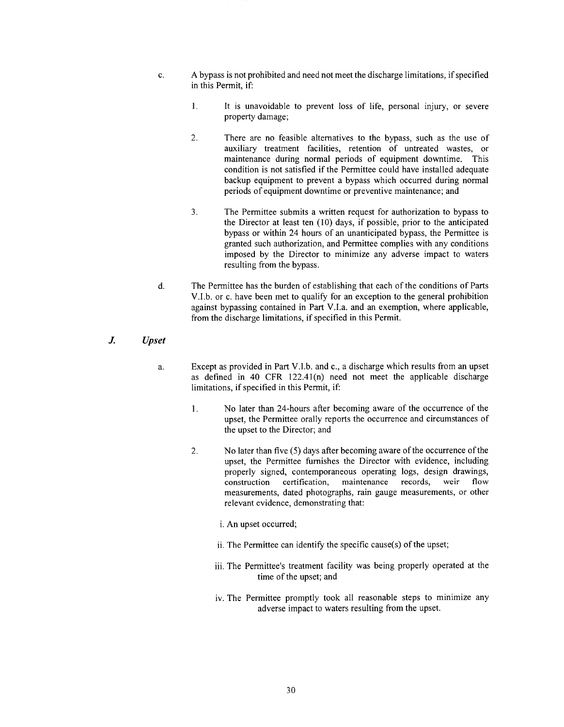c. A bypass is not prohibited and need not meet the discharge limitations, if specified in this Permit, if:

1. It is unavoidable to prevent loss of life, personal injury, or severe property damage;

2. There are no feasible alternatives to the bypass, such as the use of auxiliary treatment facilities, retention of untreated wastes, or maintenance during normal periods of equipment downtime. This condition is not satisfied if the Permittee could have installed adequate backup equipment to prevent a bypass which occurred during normal periods of equipment downtime or preventive maintenance; and

3. The Permittee submits a written request for authorization to bypass to the Director at least ten (10) days, if possible, prior to the anticipated bypass or within 24 hours of an unanticipated bypass, the Permittee is granted such authorization, and Permittee complies with any conditions imposed by the Director to minimize any adverse impact to waters resulting from the bypass.

d. The Permittee has the burden of establishing that each of the conditions of Parts V.I.b. or c. have been met to qualify for an exception to the general prohibition against bypassing contained in Part V.I.a. and an exemption, where applicable, from the discharge limitations, if specified in this Permit.

### *J. Upset*

a. Except as provided in Part V.I.b. and c., a discharge which results from an upset as defined in 40 CFR 122.41(n) need not meet the applicable discharge limitations, if specified in this Permit, if:

1. No later than 24-hours after becoming aware of the occurrence of the upset, the Permittee orally reports the occurrence and circumstances of the upset to the Director; and

2. No later than five (5) days after becoming aware of the occurrence of the upset, the Permittee furnishes the Director with evidence, including properly signed, contemporaneous operating logs, design drawings, construction certification, maintenance records, weir flow measurements, dated photographs, rain gauge measurements, or other relevant evidence, demonstrating that:

   i. An upset occurred;

   ii. The Permittee can identify the specific cause(s) of the upset;

   iii. The Permittee's treatment facility was being properly operated at the time of the upset; and

   iv. The Permittee promptly took all reasonable steps to minimize any adverse impact to waters resulting from the upset.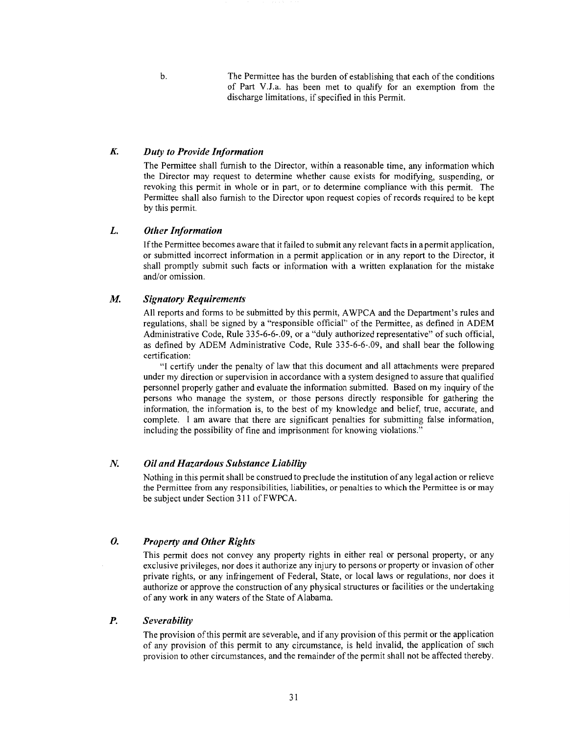b. The Permittee has the burden of establishing that each of the conditions of Part V.J.a. has been met to qualify for an exemption from the discharge limitations, if specified in this Permit.

### K. *Duty to Provide Information*

The Permittee shall furnish to the Director, within a reasonable time, any information which the Director may request to determine whether cause exists for modifying, suspending, or revoking this permit in whole or in part, or to determine compliance with this permit. The Permittee shall also furnish to the Director upon request copies of records required to be kept by this permit.

### L. *Other Information*

If the Permittee becomes aware that it failed to submit any relevant facts in a permit application, or submitted incorrect information in a permit application or in any report to the Director, it shall promptly submit such facts or information with a written explanation for the mistake and/or omission.

### M. *Signatory Requirements*

All reports and forms to be submitted by this permit, AWPCA and the Department's rules and regulations, shall be signed by a "responsible official" of the Permittee, as defined in ADEM Administrative Code, Rule 335-6-6-.09, or a "duly authorized representative" of such official, as defined by ADEM Administrative Code, Rule 335-6-6-.09, and shall bear the following certification:

"I certify under the penalty of law that this document and all attachments were prepared under my direction or supervision in accordance with a system designed to assure that qualified personnel properly gather and evaluate the information submitted. Based on my inquiry of the persons who manage the system, or those persons directly responsible for gathering the information, the information is, to the best of my knowledge and belief, true, accurate, and complete. I am aware that there are significant penalties for submitting false information, including the possibility of fine and imprisonment for knowing violations."

### N. *Oil and Hazardous Substance Liability*

Nothing in this permit shall be construed to preclude the institution of any legal action or relieve the Permittee from any responsibilities, liabilities, or penalties to which the Permittee is or may be subject under Section 311 of FWPCA.

### O. *Property and Other Rights*

This permit does not convey any property rights in either real or personal property, or any exclusive privileges, nor does it authorize any injury to persons or property or invasion of other private rights, or any infringement of Federal, State, or local laws or regulations, nor does it authorize or approve the construction of any physical structures or facilities or the undertaking of any work in any waters of the State of Alabama.

### P. *Severability*

The provision of this permit are severable, and if any provision of this permit or the application of any provision of this permit to any circumstance, is held invalid, the application of such provision to other circumstances, and the remainder of the permit shall not be affected thereby.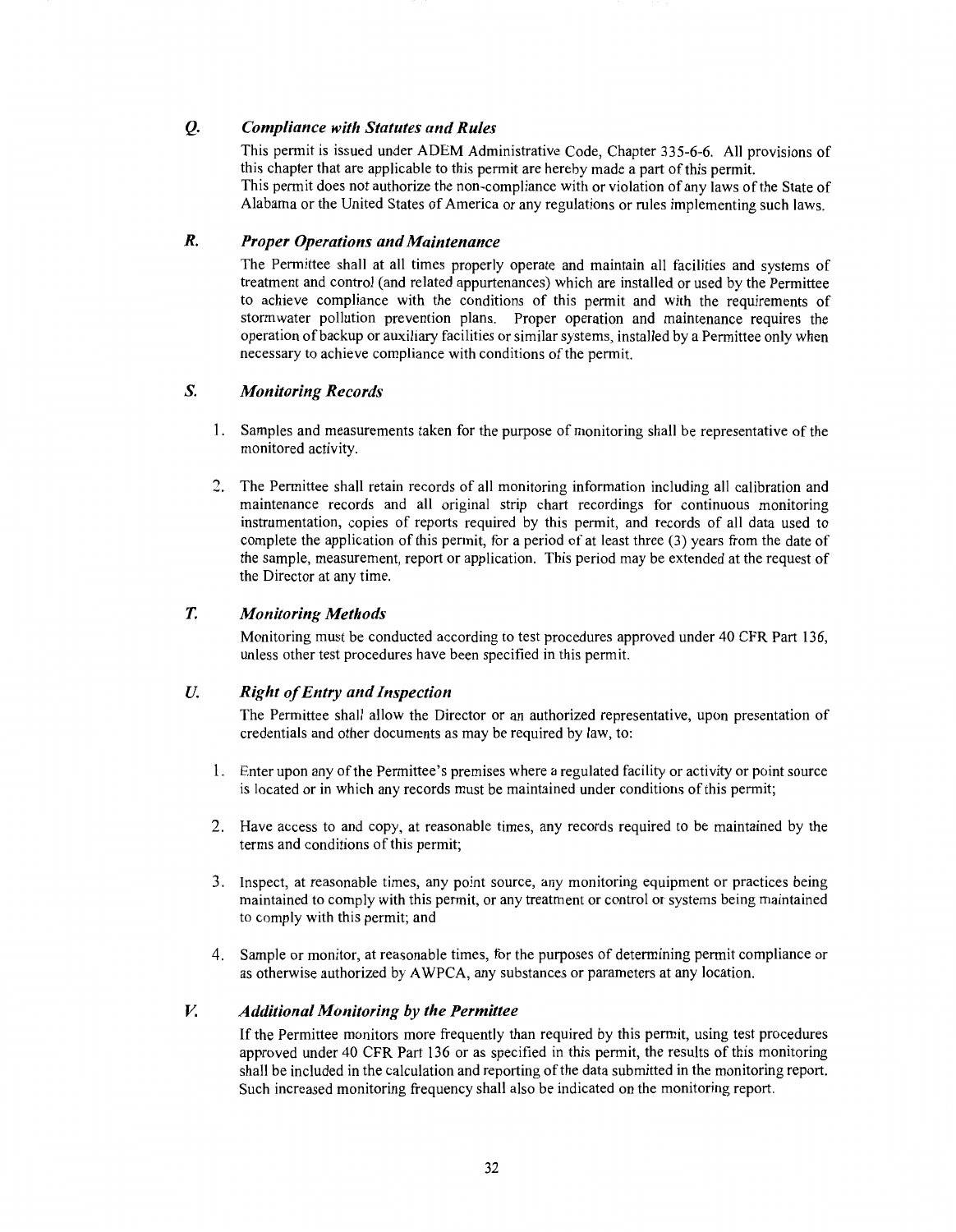### *Q. Compliance with Statutes and Rules*

This permit is issued under ADEM Administrative Code, Chapter 335-6-6. All provisions of this chapter that are applicable to this permit are hereby made a part of this permit.
This permit does not authorize the non-compliance with or violation of any laws of the State of Alabama or the United States of America or any regulations or rules implementing such laws.

### *R. Proper Operations and Maintenance*

The Permittee shall at all times properly operate and maintain all facilities and systems of treatment and control (and related appurtenances) which are installed or used by the Permittee to achieve compliance with the conditions of this permit and with the requirements of stormwater pollution prevention plans. Proper operation and maintenance requires the operation of backup or auxiliary facilities or similar systems, installed by a Permittee only when necessary to achieve compliance with conditions of the permit.

### *S. Monitoring Records*

1. Samples and measurements taken for the purpose of monitoring shall be representative of the monitored activity.

2. The Permittee shall retain records of all monitoring information including all calibration and maintenance records and all original strip chart recordings for continuous monitoring instrumentation, copies of reports required by this permit, and records of all data used to complete the application of this permit, for a period of at least three (3) years from the date of the sample, measurement, report or application. This period may be extended at the request of the Director at any time.

### *T. Monitoring Methods*

Monitoring must be conducted according to test procedures approved under 40 CFR Part 136, unless other test procedures have been specified in this permit.

### *U. Right of Entry and Inspection*

The Permittee shall allow the Director or an authorized representative, upon presentation of credentials and other documents as may be required by law, to:

1. Enter upon any of the Permittee's premises where a regulated facility or activity or point source is located or in which any records must be maintained under conditions of this permit;

2. Have access to and copy, at reasonable times, any records required to be maintained by the terms and conditions of this permit;

3. Inspect, at reasonable times, any point source, any monitoring equipment or practices being maintained to comply with this permit, or any treatment or control or systems being maintained to comply with this permit; and

4. Sample or monitor, at reasonable times, for the purposes of determining permit compliance or as otherwise authorized by AWPCA, any substances or parameters at any location.

### *V. Additional Monitoring by the Permittee*

If the Permittee monitors more frequently than required by this permit, using test procedures approved under 40 CFR Part 136 or as specified in this permit, the results of this monitoring shall be included in the calculation and reporting of the data submitted in the monitoring report. Such increased monitoring frequency shall also be indicated on the monitoring report.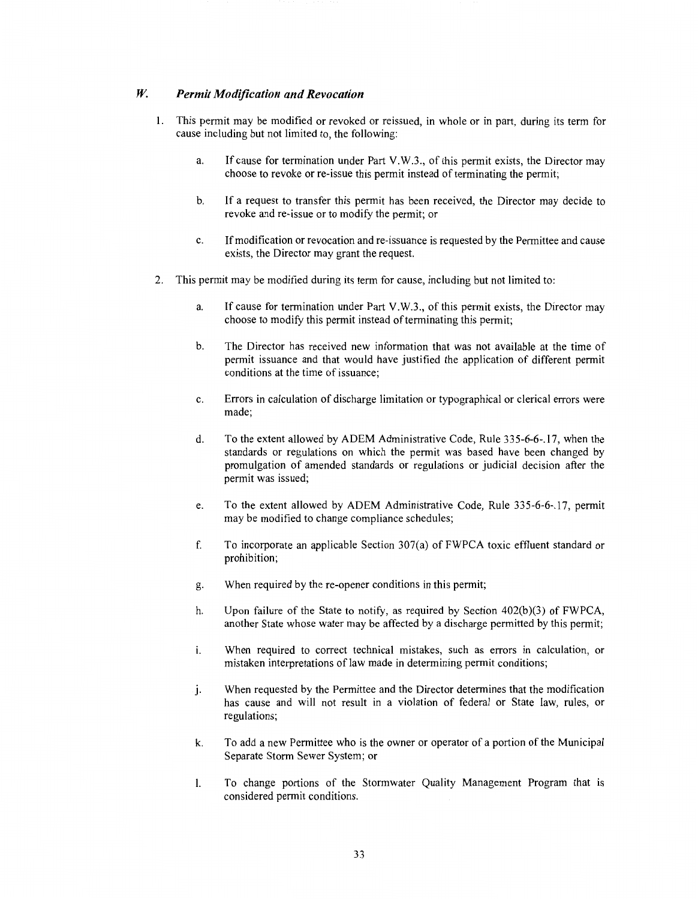### *W. Permit Modification and Revocation*

1. This permit may be modified or revoked or reissued, in whole or in part, during its term for cause including but not limited to, the following:

   a. If cause for termination under Part V.W.3., of this permit exists, the Director may choose to revoke or re-issue this permit instead of terminating the permit;

   b. If a request to transfer this permit has been received, the Director may decide to revoke and re-issue or to modify the permit; or

   c. If modification or revocation and re-issuance is requested by the Permittee and cause exists, the Director may grant the request.

2. This permit may be modified during its term for cause, including but not limited to:

   a. If cause for termination under Part V.W.3., of this permit exists, the Director may choose to modify this permit instead of terminating this permit;

   b. The Director has received new information that was not available at the time of permit issuance and that would have justified the application of different permit conditions at the time of issuance;

   c. Errors in calculation of discharge limitation or typographical or clerical errors were made;

   d. To the extent allowed by ADEM Administrative Code, Rule 335-6-6-.17, when the standards or regulations on which the permit was based have been changed by promulgation of amended standards or regulations or judicial decision after the permit was issued;

   e. To the extent allowed by ADEM Administrative Code, Rule 335-6-6-.17, permit may be modified to change compliance schedules;

   f. To incorporate an applicable Section 307(a) of FWPCA toxic effluent standard or prohibition;

   g. When required by the re-opener conditions in this permit;

   h. Upon failure of the State to notify, as required by Section 402(b)(3) of FWPCA, another State whose water may be affected by a discharge permitted by this permit;

   i. When required to correct technical mistakes, such as errors in calculation, or mistaken interpretations of law made in determining permit conditions;

   j. When requested by the Permittee and the Director determines that the modification has cause and will not result in a violation of federal or State law, rules, or regulations;

   k. To add a new Permittee who is the owner or operator of a portion of the Municipal Separate Storm Sewer System; or

   l. To change portions of the Stormwater Quality Management Program that is considered permit conditions.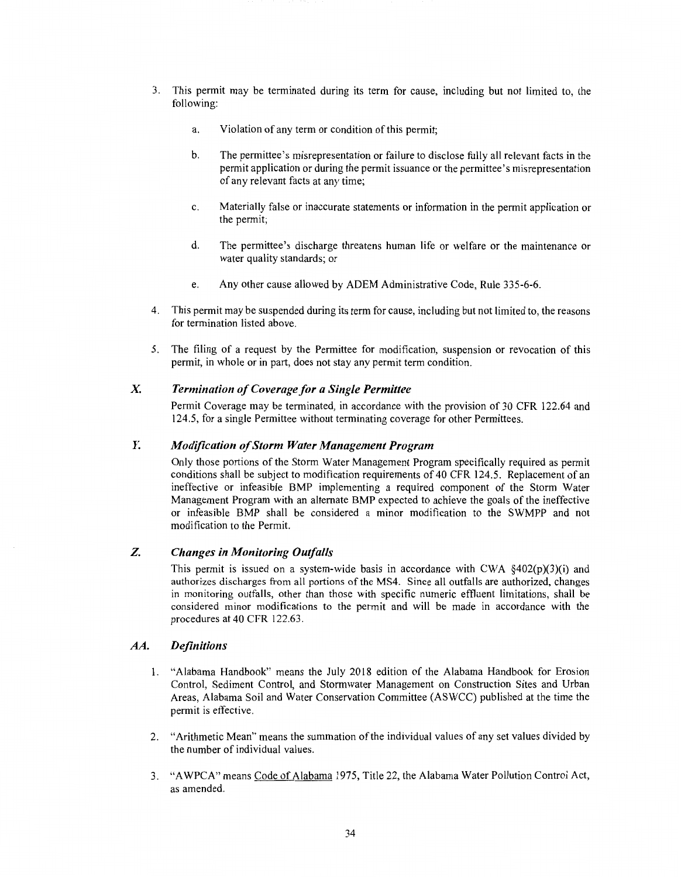3. This permit may be terminated during its term for cause, including but not limited to, the following:

    a. Violation of any term or condition of this permit;

    b. The permittee's misrepresentation or failure to disclose fully all relevant facts in the permit application or during the permit issuance or the permittee's misrepresentation of any relevant facts at any time;

    c. Materially false or inaccurate statements or information in the permit application or the permit;

    d. The permittee's discharge threatens human life or welfare or the maintenance or water quality standards; or

    e. Any other cause allowed by ADEM Administrative Code, Rule 335-6-6.

4. This permit may be suspended during its term for cause, including but not limited to, the reasons for termination listed above.

5. The filing of a request by the Permittee for modification, suspension or revocation of this permit, in whole or in part, does not stay any permit term condition.

### *X. Termination of Coverage for a Single Permittee*

Permit Coverage may be terminated, in accordance with the provision of 30 CFR 122.64 and 124.5, for a single Permittee without terminating coverage for other Permittees.

### *Y. Modification of Storm Water Management Program*

Only those portions of the Storm Water Management Program specifically required as permit conditions shall be subject to modification requirements of 40 CFR 124.5. Replacement of an ineffective or infeasible BMP implementing a required component of the Storm Water Management Program with an alternate BMP expected to achieve the goals of the ineffective or infeasible BMP shall be considered a minor modification to the SWMPP and not modification to the Permit.

### *Z. Changes in Monitoring Outfalls*

This permit is issued on a system-wide basis in accordance with CWA §402(p)(3)(i) and authorizes discharges from all portions of the MS4. Since all outfalls are authorized, changes in monitoring outfalls, other than those with specific numeric effluent limitations, shall be considered minor modifications to the permit and will be made in accordance with the procedures at 40 CFR 122.63.

### *AA. Definitions*

1. "Alabama Handbook" means the July 2018 edition of the Alabama Handbook for Erosion Control, Sediment Control, and Stormwater Management on Construction Sites and Urban Areas, Alabama Soil and Water Conservation Committee (ASWCC) published at the time the permit is effective.

2. "Arithmetic Mean" means the summation of the individual values of any set values divided by the number of individual values.

3. "AWPCA" means Code of Alabama 1975, Title 22, the Alabama Water Pollution Control Act, as amended.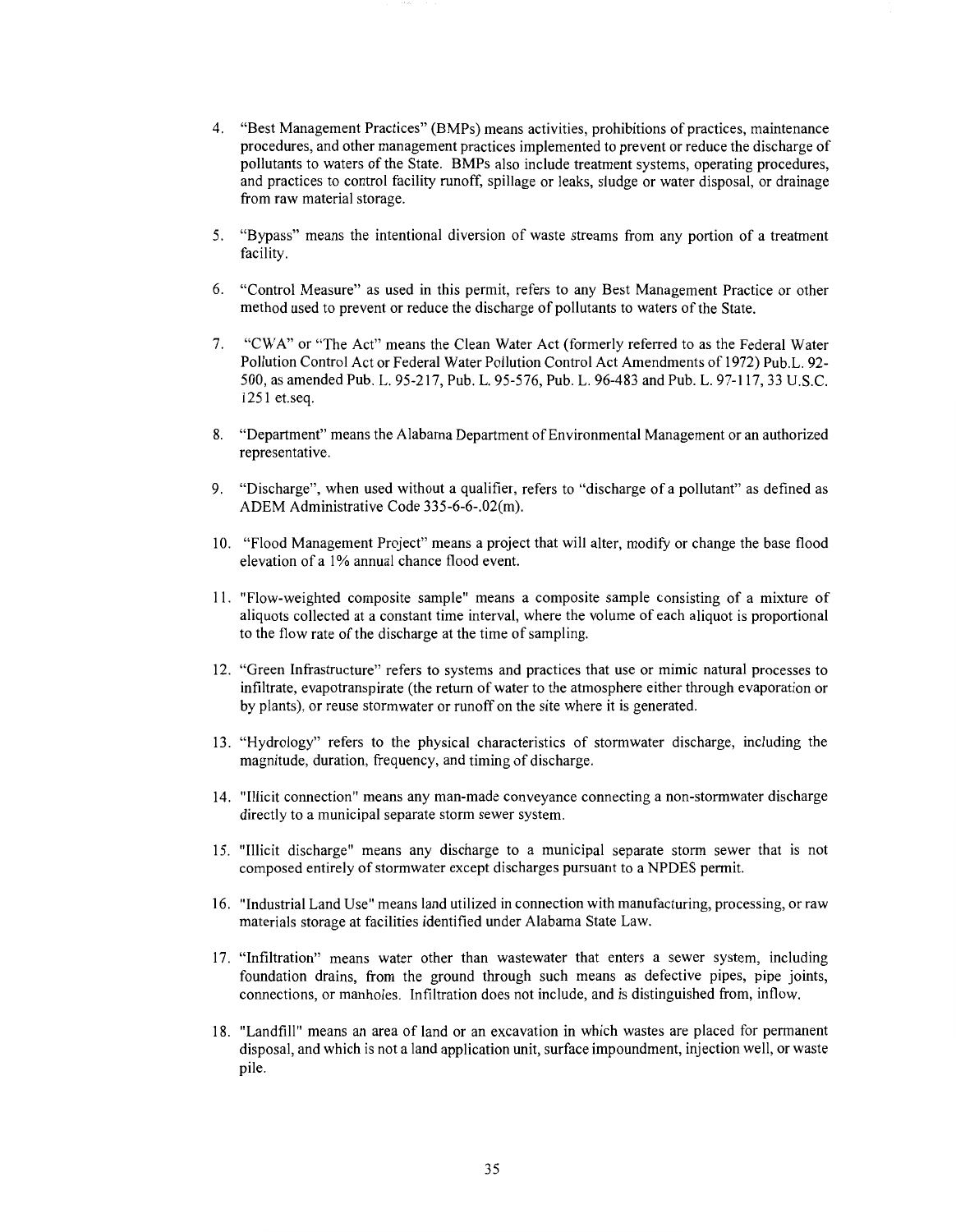4. "Best Management Practices" (BMPs) means activities, prohibitions of practices, maintenance procedures, and other management practices implemented to prevent or reduce the discharge of pollutants to waters of the State. BMPs also include treatment systems, operating procedures, and practices to control facility runoff, spillage or leaks, sludge or water disposal, or drainage from raw material storage.

5. "Bypass" means the intentional diversion of waste streams from any portion of a treatment facility.

6. "Control Measure" as used in this permit, refers to any Best Management Practice or other method used to prevent or reduce the discharge of pollutants to waters of the State.

7. "CWA" or "The Act" means the Clean Water Act (formerly referred to as the Federal Water Pollution Control Act or Federal Water Pollution Control Act Amendments of 1972) Pub.L. 92-500, as amended Pub. L. 95-217, Pub. L. 95-576, Pub. L. 96-483 and Pub. L. 97-117, 33 U.S.C. 1251 et.seq.

8. "Department" means the Alabama Department of Environmental Management or an authorized representative.

9. "Discharge", when used without a qualifier, refers to "discharge of a pollutant" as defined as ADEM Administrative Code 335-6-6-.02(m).

10. "Flood Management Project" means a project that will alter, modify or change the base flood elevation of a 1% annual chance flood event.

11. "Flow-weighted composite sample" means a composite sample consisting of a mixture of aliquots collected at a constant time interval, where the volume of each aliquot is proportional to the flow rate of the discharge at the time of sampling.

12. "Green Infrastructure" refers to systems and practices that use or mimic natural processes to infiltrate, evapotranspirate (the return of water to the atmosphere either through evaporation or by plants), or reuse stormwater or runoff on the site where it is generated.

13. "Hydrology" refers to the physical characteristics of stormwater discharge, including the magnitude, duration, frequency, and timing of discharge.

14. "Illicit connection" means any man-made conveyance connecting a non-stormwater discharge directly to a municipal separate storm sewer system.

15. "Illicit discharge" means any discharge to a municipal separate storm sewer that is not composed entirely of stormwater except discharges pursuant to a NPDES permit.

16. "Industrial Land Use" means land utilized in connection with manufacturing, processing, or raw materials storage at facilities identified under Alabama State Law.

17. "Infiltration" means water other than wastewater that enters a sewer system, including foundation drains, from the ground through such means as defective pipes, pipe joints, connections, or manholes. Infiltration does not include, and is distinguished from, inflow.

18. "Landfill" means an area of land or an excavation in which wastes are placed for permanent disposal, and which is not a land application unit, surface impoundment, injection well, or waste pile.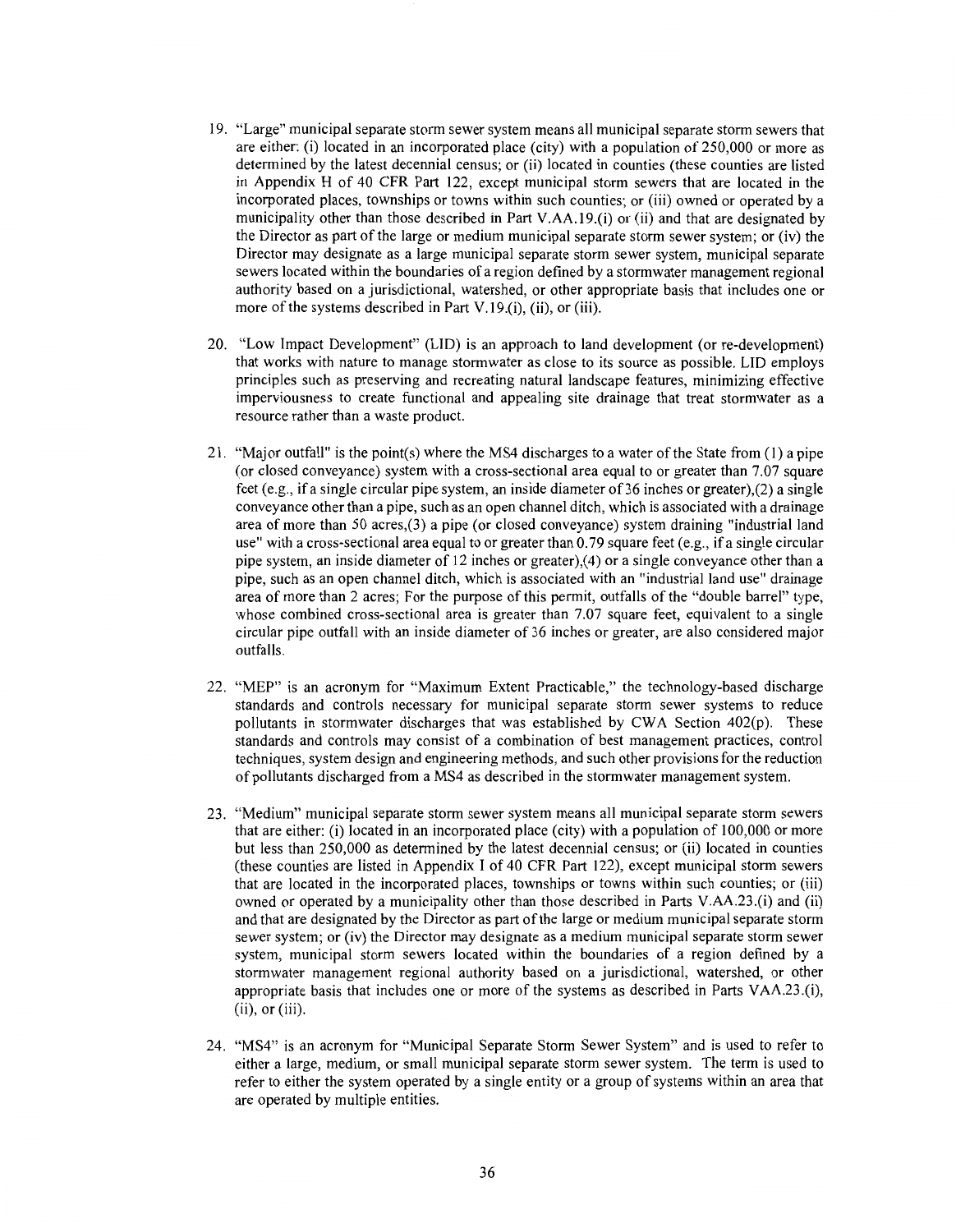19. "Large" municipal separate storm sewer system means all municipal separate storm sewers that are either: (i) located in an incorporated place (city) with a population of 250,000 or more as determined by the latest decennial census; or (ii) located in counties (these counties are listed in Appendix H of 40 CFR Part 122, except municipal storm sewers that are located in the incorporated places, townships or towns within such counties; or (iii) owned or operated by a municipality other than those described in Part V.AA.19.(i) or (ii) and that are designated by the Director as part of the large or medium municipal separate storm sewer system; or (iv) the Director may designate as a large municipal separate storm sewer system, municipal separate sewers located within the boundaries of a region defined by a stormwater management regional authority based on a jurisdictional, watershed, or other appropriate basis that includes one or more of the systems described in Part V.19.(i), (ii), or (iii).

20. "Low Impact Development" (LID) is an approach to land development (or re-development) that works with nature to manage stormwater as close to its source as possible. LID employs principles such as preserving and recreating natural landscape features, minimizing effective imperviousness to create functional and appealing site drainage that treat stormwater as a resource rather than a waste product.

21. "Major outfall" is the point(s) where the MS4 discharges to a water of the State from (1) a pipe (or closed conveyance) system with a cross-sectional area equal to or greater than 7.07 square feet (e.g., if a single circular pipe system, an inside diameter of 36 inches or greater),(2) a single conveyance other than a pipe, such as an open channel ditch, which is associated with a drainage area of more than 50 acres,(3) a pipe (or closed conveyance) system draining "industrial land use" with a cross-sectional area equal to or greater than 0.79 square feet (e.g., if a single circular pipe system, an inside diameter of 12 inches or greater),(4) or a single conveyance other than a pipe, such as an open channel ditch, which is associated with an "industrial land use" drainage area of more than 2 acres; For the purpose of this permit, outfalls of the "double barrel" type, whose combined cross-sectional area is greater than 7.07 square feet, equivalent to a single circular pipe outfall with an inside diameter of 36 inches or greater, are also considered major outfalls.

22. "MEP" is an acronym for "Maximum Extent Practicable," the technology-based discharge standards and controls necessary for municipal separate storm sewer systems to reduce pollutants in stormwater discharges that was established by CWA Section 402(p). These standards and controls may consist of a combination of best management practices, control techniques, system design and engineering methods, and such other provisions for the reduction of pollutants discharged from a MS4 as described in the stormwater management system.

23. "Medium" municipal separate storm sewer system means all municipal separate storm sewers that are either: (i) located in an incorporated place (city) with a population of 100,000 or more but less than 250,000 as determined by the latest decennial census; or (ii) located in counties (these counties are listed in Appendix I of 40 CFR Part 122), except municipal storm sewers that are located in the incorporated places, townships or towns within such counties; or (iii) owned or operated by a municipality other than those described in Parts V.AA.23.(i) and (ii) and that are designated by the Director as part of the large or medium municipal separate storm sewer system; or (iv) the Director may designate as a medium municipal separate storm sewer system, municipal storm sewers located within the boundaries of a region defined by a stormwater management regional authority based on a jurisdictional, watershed, or other appropriate basis that includes one or more of the systems as described in Parts VAA.23.(i), (ii), or (iii).

24. "MS4" is an acronym for "Municipal Separate Storm Sewer System" and is used to refer to either a large, medium, or small municipal separate storm sewer system. The term is used to refer to either the system operated by a single entity or a group of systems within an area that are operated by multiple entities.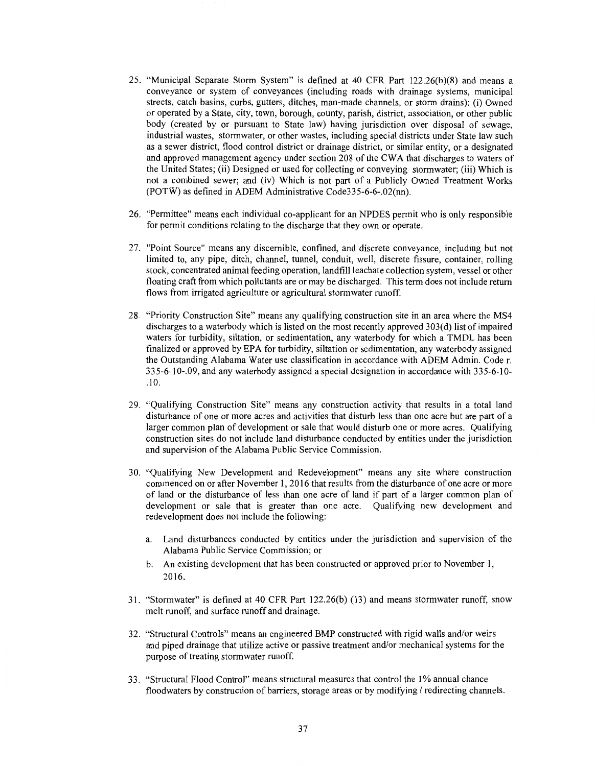25. "Municipal Separate Storm System" is defined at 40 CFR Part 122.26(b)(8) and means a conveyance or system of conveyances (including roads with drainage systems, municipal streets, catch basins, curbs, gutters, ditches, man-made channels, or storm drains): (i) Owned or operated by a State, city, town, borough, county, parish, district, association, or other public body (created by or pursuant to State law) having jurisdiction over disposal of sewage, industrial wastes, stormwater, or other wastes, including special districts under State law such as a sewer district, flood control district or drainage district, or similar entity, or a designated and approved management agency under section 208 of the CWA that discharges to waters of the United States; (ii) Designed or used for collecting or conveying stormwater; (iii) Which is not a combined sewer; and (iv) Which is not part of a Publicly Owned Treatment Works (POTW) as defined in ADEM Administrative Code335-6-6-.02(nn).

26. "Permittee" means each individual co-applicant for an NPDES permit who is only responsible for permit conditions relating to the discharge that they own or operate.

27. "Point Source" means any discernible, confined, and discrete conveyance, including but not limited to, any pipe, ditch, channel, tunnel, conduit, well, discrete fissure, container, rolling stock, concentrated animal feeding operation, landfill leachate collection system, vessel or other floating craft from which pollutants are or may be discharged. This term does not include return flows from irrigated agriculture or agricultural stormwater runoff.

28. "Priority Construction Site" means any qualifying construction site in an area where the MS4 discharges to a waterbody which is listed on the most recently approved 303(d) list of impaired waters for turbidity, siltation, or sedimentation, any waterbody for which a TMDL has been finalized or approved by EPA for turbidity, siltation or sedimentation, any waterbody assigned the Outstanding Alabama Water use classification in accordance with ADEM Admin. Code r. 335-6-10-.09, and any waterbody assigned a special designation in accordance with 335-6-10-.10.

29. "Qualifying Construction Site" means any construction activity that results in a total land disturbance of one or more acres and activities that disturb less than one acre but are part of a larger common plan of development or sale that would disturb one or more acres. Qualifying construction sites do not include land disturbance conducted by entities under the jurisdiction and supervision of the Alabama Public Service Commission.

30. "Qualifying New Development and Redevelopment" means any site where construction commenced on or after November 1, 2016 that results from the disturbance of one acre or more of land or the disturbance of less than one acre of land if part of a larger common plan of development or sale that is greater than one acre. Qualifying new development and redevelopment does not include the following:

    a. Land disturbances conducted by entities under the jurisdiction and supervision of the Alabama Public Service Commission; or
    b. An existing development that has been constructed or approved prior to November 1, 2016.

31. "Stormwater" is defined at 40 CFR Part 122.26(b) (13) and means stormwater runoff, snow melt runoff, and surface runoff and drainage.

32. "Structural Controls" means an engineered BMP constructed with rigid walls and/or weirs and piped drainage that utilize active or passive treatment and/or mechanical systems for the purpose of treating stormwater runoff.

33. "Structural Flood Control" means structural measures that control the 1% annual chance floodwaters by construction of barriers, storage areas or by modifying / redirecting channels.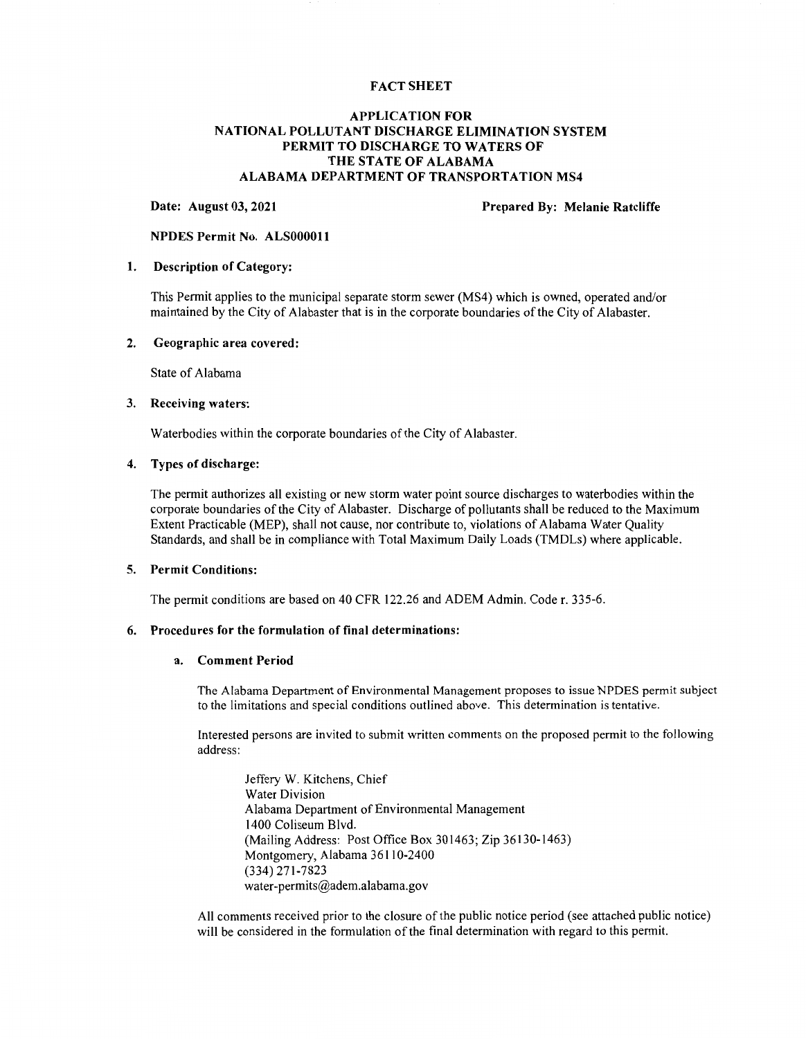# FACT SHEET

## APPLICATION FOR NATIONAL POLLUTANT DISCHARGE ELIMINATION SYSTEM PERMIT TO DISCHARGE TO WATERS OF THE STATE OF ALABAMA ALABAMA DEPARTMENT OF TRANSPORTATION MS4

**Date: August 03, 2021** **Prepared By: Melanie Ratcliffe**

**NPDES Permit No. ALS000011**

### 1. Description of Category:

This Permit applies to the municipal separate storm sewer (MS4) which is owned, operated and/or maintained by the City of Alabaster that is in the corporate boundaries of the City of Alabaster.

### 2. Geographic area covered:

State of Alabama

### 3. Receiving waters:

Waterbodies within the corporate boundaries of the City of Alabaster.

### 4. Types of discharge:

The permit authorizes all existing or new storm water point source discharges to waterbodies within the corporate boundaries of the City of Alabaster. Discharge of pollutants shall be reduced to the Maximum Extent Practicable (MEP), shall not cause, nor contribute to, violations of Alabama Water Quality Standards, and shall be in compliance with Total Maximum Daily Loads (TMDLs) where applicable.

### 5. Permit Conditions:

The permit conditions are based on 40 CFR 122.26 and ADEM Admin. Code r. 335-6.

### 6. Procedures for the formulation of final determinations:

#### a. Comment Period

The Alabama Department of Environmental Management proposes to issue NPDES permit subject to the limitations and special conditions outlined above. This determination is tentative.

Interested persons are invited to submit written comments on the proposed permit to the following address:

Jeffery W. Kitchens, Chief
Water Division
Alabama Department of Environmental Management
1400 Coliseum Blvd.
(Mailing Address: Post Office Box 301463; Zip 36130-1463)
Montgomery, Alabama 36110-2400
(334) 271-7823
water-permits@adem.alabama.gov

All comments received prior to the closure of the public notice period (see attached public notice) will be considered in the formulation of the final determination with regard to this permit.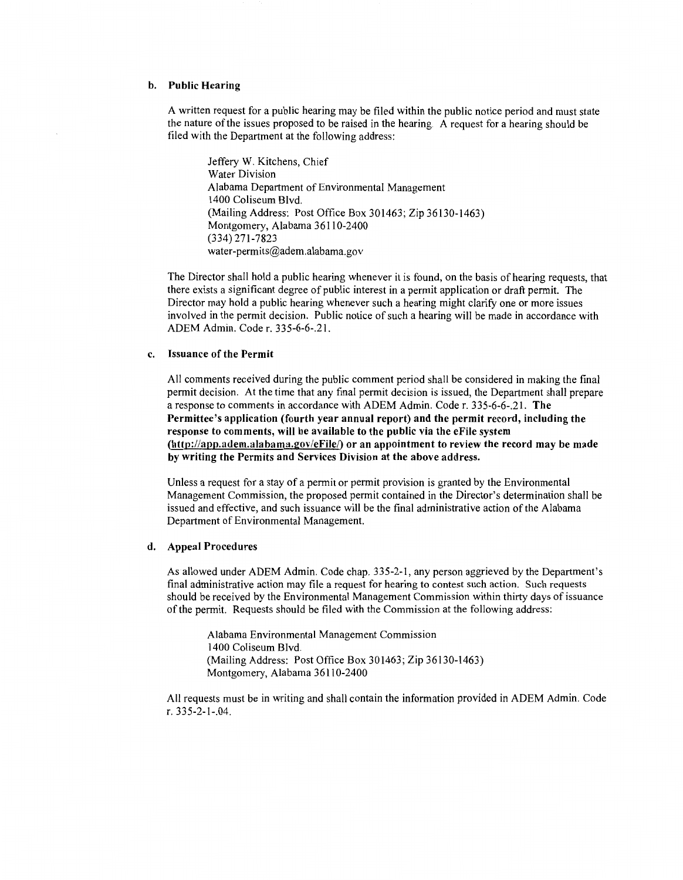**b. Public Hearing**

A written request for a public hearing may be filed within the public notice period and must state the nature of the issues proposed to be raised in the hearing. A request for a hearing should be filed with the Department at the following address:

Jeffery W. Kitchens, Chief
Water Division
Alabama Department of Environmental Management
1400 Coliseum Blvd.
(Mailing Address: Post Office Box 301463; Zip 36130-1463)
Montgomery, Alabama 36110-2400
(334) 271-7823
water-permits@adem.alabama.gov

The Director shall hold a public hearing whenever it is found, on the basis of hearing requests, that there exists a significant degree of public interest in a permit application or draft permit. The Director may hold a public hearing whenever such a hearing might clarify one or more issues involved in the permit decision. Public notice of such a hearing will be made in accordance with ADEM Admin. Code r. 335-6-6-.21.

**c. Issuance of the Permit**

All comments received during the public comment period shall be considered in making the final permit decision. At the time that any final permit decision is issued, the Department shall prepare a response to comments in accordance with ADEM Admin. Code r. 335-6-6-.21. **The Permittee's application (fourth year annual report) and the permit record, including the response to comments, will be available to the public via the eFile system (http://app.adem.alabama.gov/eFile/) or an appointment to review the record may be made by writing the Permits and Services Division at the above address.**

Unless a request for a stay of a permit or permit provision is granted by the Environmental Management Commission, the proposed permit contained in the Director's determination shall be issued and effective, and such issuance will be the final administrative action of the Alabama Department of Environmental Management.

**d. Appeal Procedures**

As allowed under ADEM Admin. Code chap. 335-2-1, any person aggrieved by the Department's final administrative action may file a request for hearing to contest such action. Such requests should be received by the Environmental Management Commission within thirty days of issuance of the permit. Requests should be filed with the Commission at the following address:

Alabama Environmental Management Commission
1400 Coliseum Blvd.
(Mailing Address: Post Office Box 301463; Zip 36130-1463)
Montgomery, Alabama 36110-2400

All requests must be in writing and shall contain the information provided in ADEM Admin. Code r. 335-2-1-.04.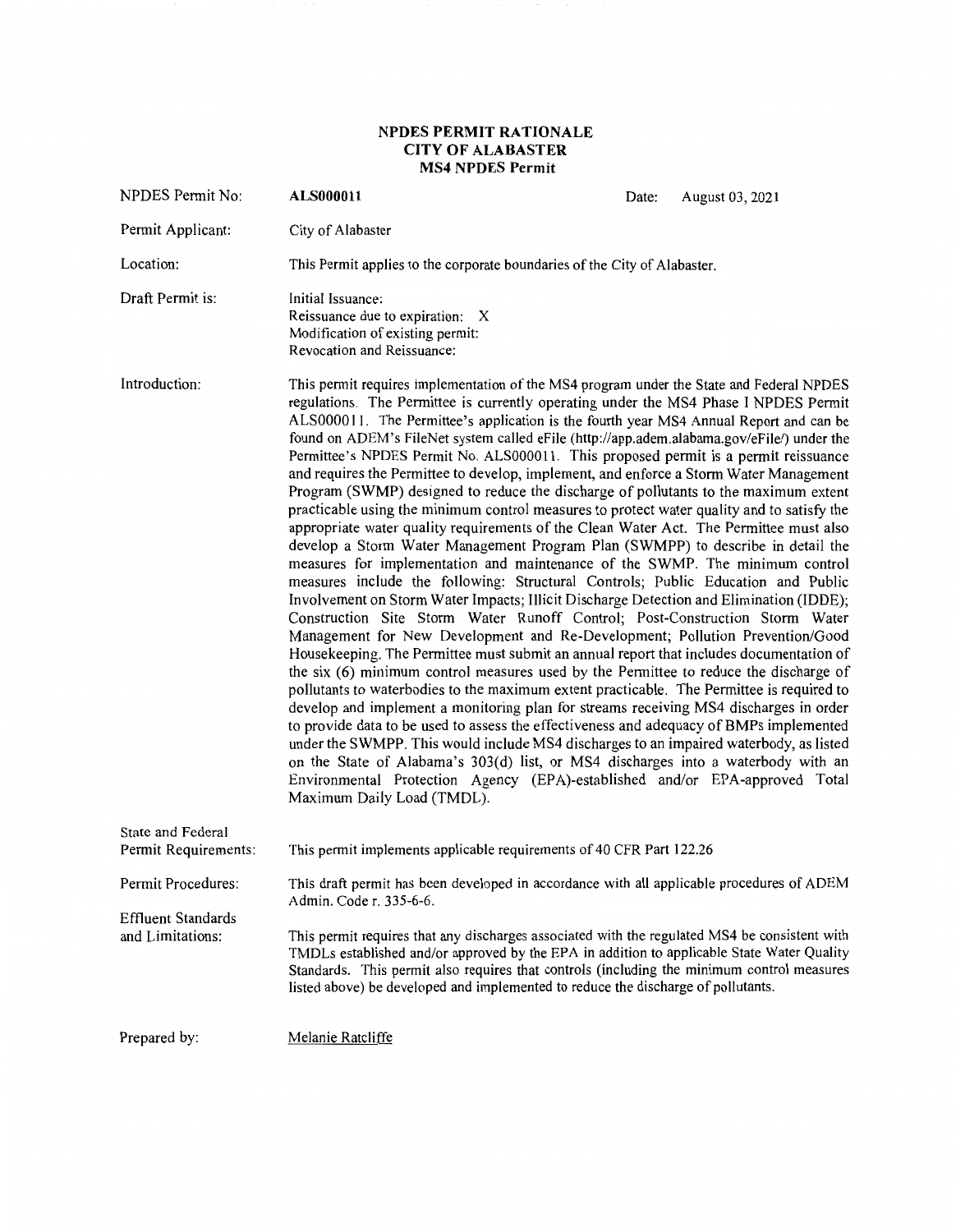# NPDES PERMIT RATIONALE
# CITY OF ALABASTER
# MS4 NPDES Permit

**NPDES Permit No:** **ALS000011** Date: August 03, 2021

**Permit Applicant:** City of Alabaster

**Location:** This Permit applies to the corporate boundaries of the City of Alabaster.

**Draft Permit is:**
Initial Issuance:
Reissuance due to expiration: X
Modification of existing permit:
Revocation and Reissuance:

**Introduction:** This permit requires implementation of the MS4 program under the State and Federal NPDES regulations. The Permittee is currently operating under the MS4 Phase I NPDES Permit ALS000011. The Permittee's application is the fourth year MS4 Annual Report and can be found on ADEM's FileNet system called eFile (http://app.adem.alabama.gov/eFile/) under the Permittee's NPDES Permit No. ALS000011. This proposed permit is a permit reissuance and requires the Permittee to develop, implement, and enforce a Storm Water Management Program (SWMP) designed to reduce the discharge of pollutants to the maximum extent practicable using the minimum control measures to protect water quality and to satisfy the appropriate water quality requirements of the Clean Water Act. The Permittee must also develop a Storm Water Management Program Plan (SWMPP) to describe in detail the measures for implementation and maintenance of the SWMP. The minimum control measures include the following: Structural Controls; Public Education and Public Involvement on Storm Water Impacts; Illicit Discharge Detection and Elimination (IDDE); Construction Site Storm Water Runoff Control; Post-Construction Storm Water Management for New Development and Re-Development; Pollution Prevention/Good Housekeeping. The Permittee must submit an annual report that includes documentation of the six (6) minimum control measures used by the Permittee to reduce the discharge of pollutants to waterbodies to the maximum extent practicable. The Permittee is required to develop and implement a monitoring plan for streams receiving MS4 discharges in order to provide data to be used to assess the effectiveness and adequacy of BMPs implemented under the SWMPP. This would include MS4 discharges to an impaired waterbody, as listed on the State of Alabama's 303(d) list, or MS4 discharges into a waterbody with an Environmental Protection Agency (EPA)-established and/or EPA-approved Total Maximum Daily Load (TMDL).

**State and Federal Permit Requirements:** This permit implements applicable requirements of 40 CFR Part 122.26

**Permit Procedures:** This draft permit has been developed in accordance with all applicable procedures of ADEM Admin. Code r. 335-6-6.

**Effluent Standards and Limitations:** This permit requires that any discharges associated with the regulated MS4 be consistent with TMDLs established and/or approved by the EPA in addition to applicable State Water Quality Standards. This permit also requires that controls (including the minimum control measures listed above) be developed and implemented to reduce the discharge of pollutants.

**Prepared by:** Melanie Ratcliffe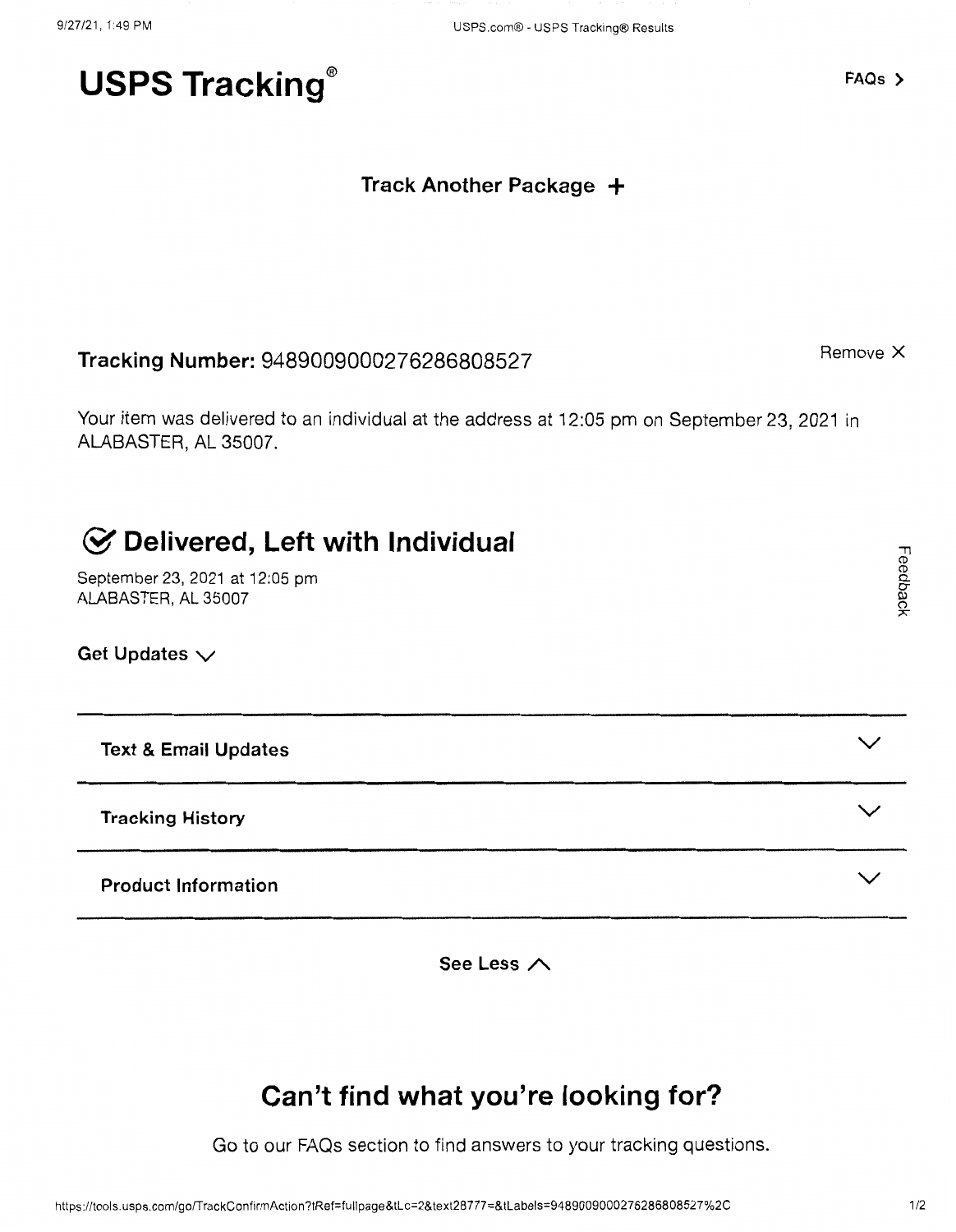# USPS Tracking®

FAQs >

**Track Another Package +**

**Tracking Number:** 9489009000276286808527

Remove X

Your item was delivered to an individual at the address at 12:05 pm on September 23, 2021 in ALABASTER, AL 35007.

## Delivered, Left with Individual

September 23, 2021 at 12:05 pm
ALABASTER, AL 35007

**Get Updates**

Feedback

**Text & Email Updates**

**Tracking History**

**Product Information**

**See Less**

## Can't find what you're looking for?

Go to our FAQs section to find answers to your tracking questions.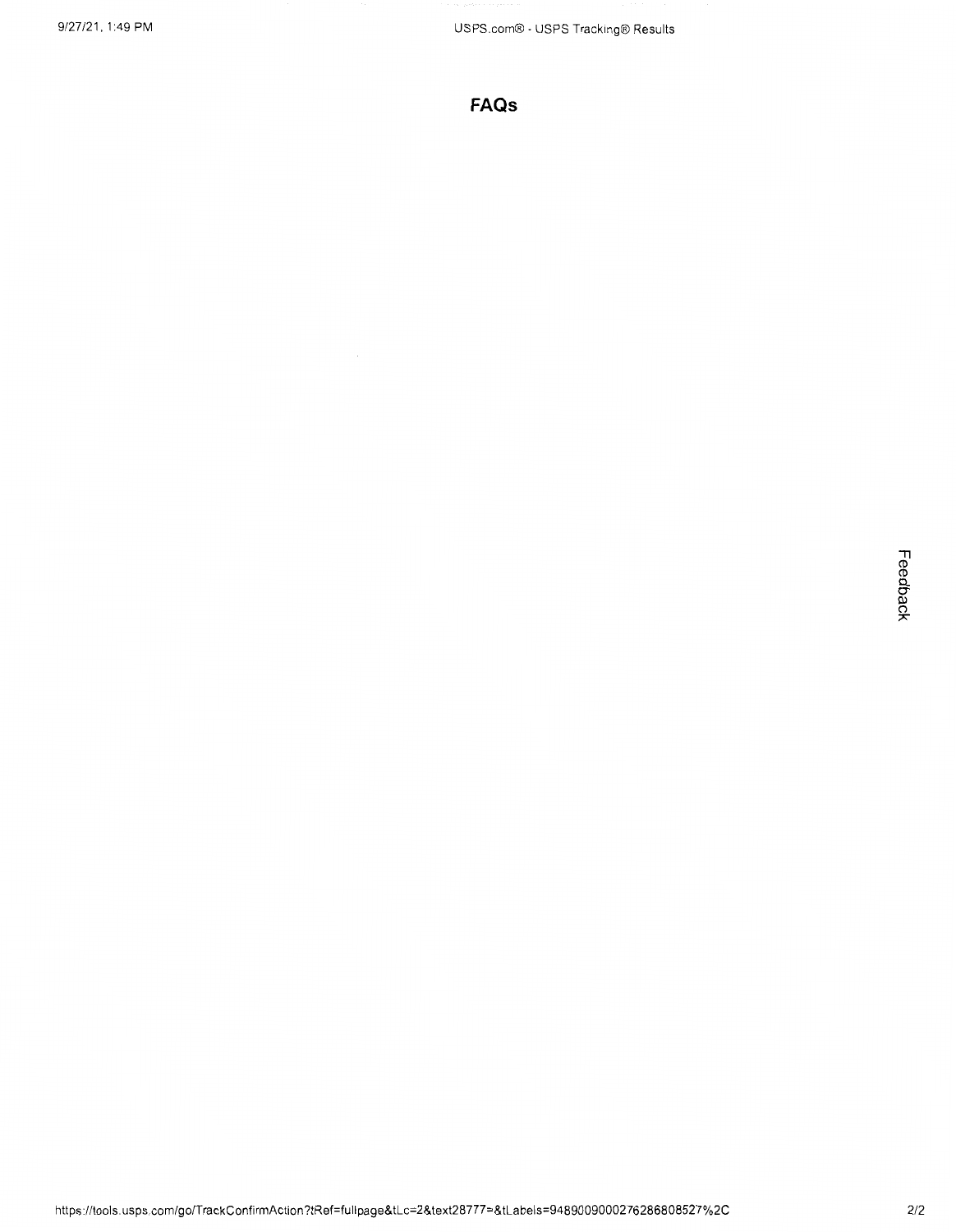## FAQs

Feedback